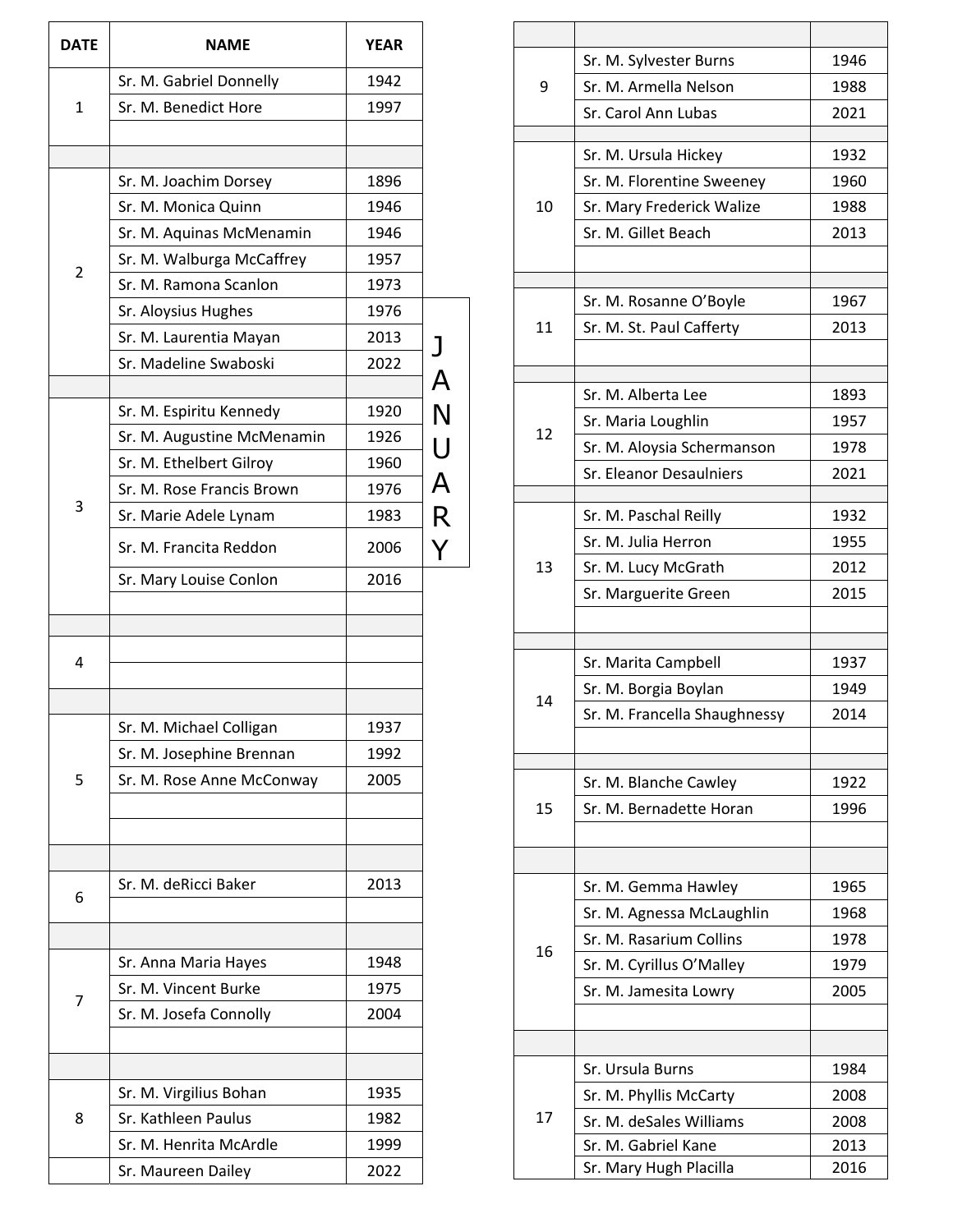# JANUARY

| DATE | NAME | YEAR |
|---|---|---|
| 1 | Sr. M. Gabriel Donnelly | 1942 |
| | Sr. M. Benedict Hore | 1997 |
| 2 | Sr. M. Joachim Dorsey | 1896 |
| | Sr. M. Monica Quinn | 1946 |
| | Sr. M. Aquinas McMenamin | 1946 |
| | Sr. M. Walburga McCaffrey | 1957 |
| | Sr. M. Ramona Scanlon | 1973 |
| | Sr. Aloysius Hughes | 1976 |
| | Sr. M. Laurentia Mayan | 2013 |
| | Sr. Madeline Swaboski | 2022 |
| 3 | Sr. M. Espiritu Kennedy | 1920 |
| | Sr. M. Augustine McMenamin | 1926 |
| | Sr. M. Ethelbert Gilroy | 1960 |
| | Sr. M. Rose Francis Brown | 1976 |
| | Sr. Marie Adele Lynam | 1983 |
| | Sr. M. Francita Reddon | 2006 |
| | Sr. Mary Louise Conlon | 2016 |
| 4 | | |
| 5 | Sr. M. Michael Colligan | 1937 |
| | Sr. M. Josephine Brennan | 1992 |
| | Sr. M. Rose Anne McConway | 2005 |
| 6 | Sr. M. deRicci Baker | 2013 |
| 7 | Sr. Anna Maria Hayes | 1948 |
| | Sr. M. Vincent Burke | 1975 |
| | Sr. M. Josefa Connolly | 2004 |
| 8 | Sr. M. Virgilius Bohan | 1935 |
| | Sr. Kathleen Paulus | 1982 |
| | Sr. M. Henrita McArdle | 1999 |
| | Sr. Maureen Dailey | 2022 |
| 9 | Sr. M. Sylvester Burns | 1946 |
| | Sr. M. Armella Nelson | 1988 |
| | Sr. Carol Ann Lubas | 2021 |
| 10 | Sr. M. Ursula Hickey | 1932 |
| | Sr. M. Florentine Sweeney | 1960 |
| | Sr. Mary Frederick Walize | 1988 |
| | Sr. M. Gillet Beach | 2013 |
| 11 | Sr. M. Rosanne O'Boyle | 1967 |
| | Sr. M. St. Paul Cafferty | 2013 |
| 12 | Sr. M. Alberta Lee | 1893 |
| | Sr. Maria Loughlin | 1957 |
| | Sr. M. Aloysia Schermanson | 1978 |
| | Sr. Eleanor Desaulniers | 2021 |
| 13 | Sr. M. Paschal Reilly | 1932 |
| | Sr. M. Julia Herron | 1955 |
| | Sr. M. Lucy McGrath | 2012 |
| | Sr. Marguerite Green | 2015 |
| 14 | Sr. Marita Campbell | 1937 |
| | Sr. M. Borgia Boylan | 1949 |
| | Sr. M. Francella Shaughnessy | 2014 |
| 15 | Sr. M. Blanche Cawley | 1922 |
| | Sr. M. Bernadette Horan | 1996 |
| 16 | Sr. M. Gemma Hawley | 1965 |
| | Sr. M. Agnessa McLaughlin | 1968 |
| | Sr. M. Rasarium Collins | 1978 |
| | Sr. M. Cyrillus O'Malley | 1979 |
| | Sr. M. Jamesita Lowry | 2005 |
| 17 | Sr. Ursula Burns | 1984 |
| | Sr. M. Phyllis McCarty | 2008 |
| | Sr. M. deSales Williams | 2008 |
| | Sr. M. Gabriel Kane | 2013 |
| | Sr. Mary Hugh Placilla | 2016 |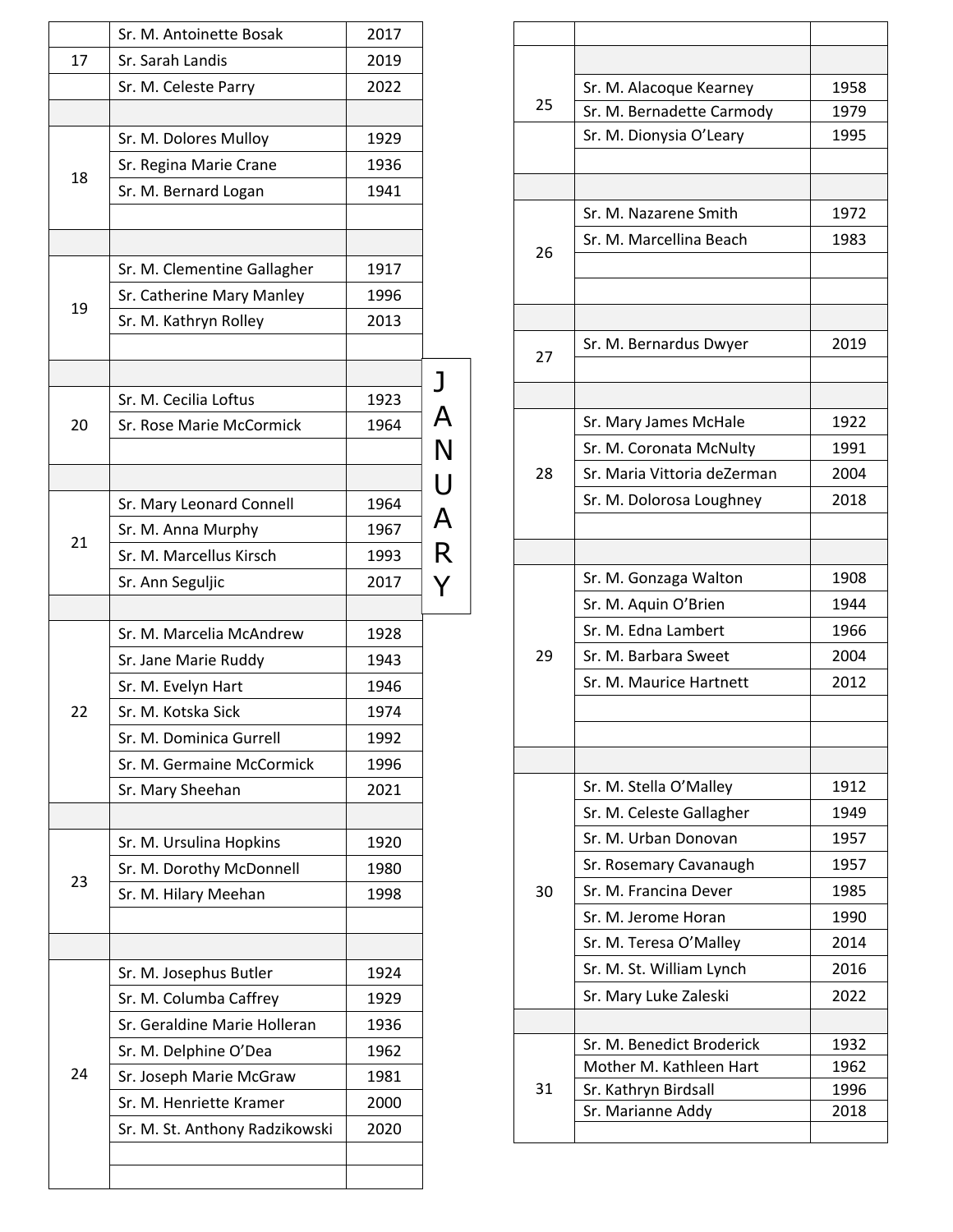# JANUARY

| Day | Name | Year |
|---|---|---|
| 17 | Sr. M. Antoinette Bosak | 2017 |
| | Sr. Sarah Landis | 2019 |
| | Sr. M. Celeste Parry | 2022 |
| 18 | Sr. M. Dolores Mulloy | 1929 |
| | Sr. Regina Marie Crane | 1936 |
| | Sr. M. Bernard Logan | 1941 |
| 19 | Sr. M. Clementine Gallagher | 1917 |
| | Sr. Catherine Mary Manley | 1996 |
| | Sr. M. Kathryn Rolley | 2013 |
| 20 | Sr. M. Cecilia Loftus | 1923 |
| | Sr. Rose Marie McCormick | 1964 |
| 21 | Sr. Mary Leonard Connell | 1964 |
| | Sr. M. Anna Murphy | 1967 |
| | Sr. M. Marcellus Kirsch | 1993 |
| | Sr. Ann Seguljic | 2017 |
| 22 | Sr. M. Marcelia McAndrew | 1928 |
| | Sr. Jane Marie Ruddy | 1943 |
| | Sr. M. Evelyn Hart | 1946 |
| | Sr. M. Kotska Sick | 1974 |
| | Sr. M. Dominica Gurrell | 1992 |
| | Sr. M. Germaine McCormick | 1996 |
| | Sr. Mary Sheehan | 2021 |
| 23 | Sr. M. Ursulina Hopkins | 1920 |
| | Sr. M. Dorothy McDonnell | 1980 |
| | Sr. M. Hilary Meehan | 1998 |
| 24 | Sr. M. Josephus Butler | 1924 |
| | Sr. M. Columba Caffrey | 1929 |
| | Sr. Geraldine Marie Holleran | 1936 |
| | Sr. M. Delphine O'Dea | 1962 |
| | Sr. Joseph Marie McGraw | 1981 |
| | Sr. M. Henriette Kramer | 2000 |
| | Sr. M. St. Anthony Radzikowski | 2020 |
| 25 | Sr. M. Alacoque Kearney | 1958 |
| | Sr. M. Bernadette Carmody | 1979 |
| | Sr. M. Dionysia O'Leary | 1995 |
| 26 | Sr. M. Nazarene Smith | 1972 |
| | Sr. M. Marcellina Beach | 1983 |
| 27 | Sr. M. Bernardus Dwyer | 2019 |
| 28 | Sr. Mary James McHale | 1922 |
| | Sr. M. Coronata McNulty | 1991 |
| | Sr. Maria Vittoria deZerman | 2004 |
| | Sr. M. Dolorosa Loughney | 2018 |
| 29 | Sr. M. Gonzaga Walton | 1908 |
| | Sr. M. Aquin O'Brien | 1944 |
| | Sr. M. Edna Lambert | 1966 |
| | Sr. M. Barbara Sweet | 2004 |
| | Sr. M. Maurice Hartnett | 2012 |
| 30 | Sr. M. Stella O'Malley | 1912 |
| | Sr. M. Celeste Gallagher | 1949 |
| | Sr. M. Urban Donovan | 1957 |
| | Sr. Rosemary Cavanaugh | 1957 |
| | Sr. M. Francina Dever | 1985 |
| | Sr. M. Jerome Horan | 1990 |
| | Sr. M. Teresa O'Malley | 2014 |
| | Sr. M. St. William Lynch | 2016 |
| | Sr. Mary Luke Zaleski | 2022 |
| 31 | Sr. M. Benedict Broderick | 1932 |
| | Mother M. Kathleen Hart | 1962 |
| | Sr. Kathryn Birdsall | 1996 |
| | Sr. Marianne Addy | 2018 |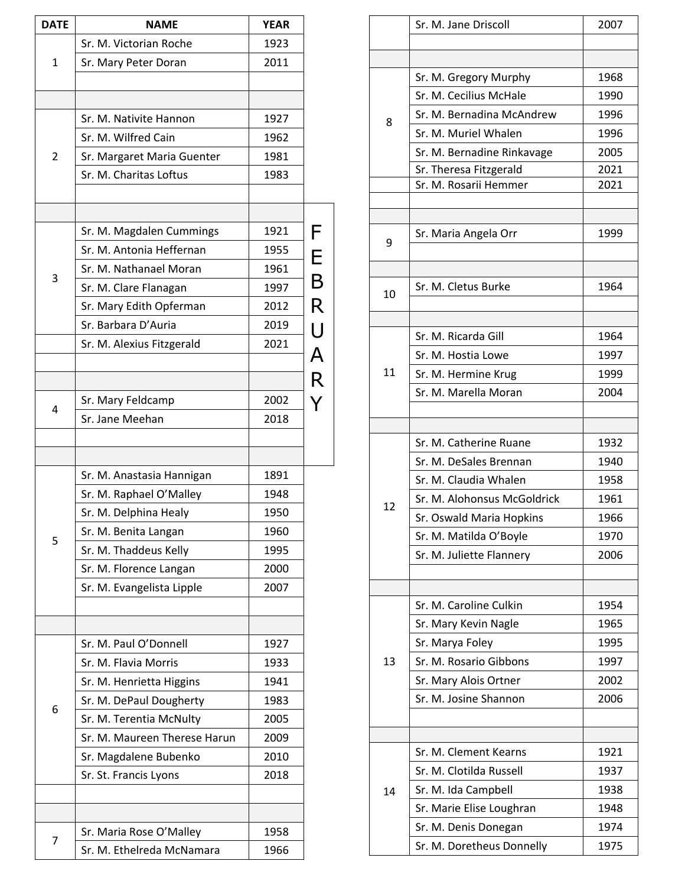## FEBRUARY

| DATE | NAME | YEAR |
|---|---|---|
| 1 | Sr. M. Victorian Roche | 1923 |
| | Sr. Mary Peter Doran | 2011 |
| 2 | Sr. M. Nativite Hannon | 1927 |
| | Sr. M. Wilfred Cain | 1962 |
| | Sr. Margaret Maria Guenter | 1981 |
| | Sr. M. Charitas Loftus | 1983 |
| 3 | Sr. M. Magdalen Cummings | 1921 |
| | Sr. M. Antonia Heffernan | 1955 |
| | Sr. M. Nathanael Moran | 1961 |
| | Sr. M. Clare Flanagan | 1997 |
| | Sr. Mary Edith Opferman | 2012 |
| | Sr. Barbara D'Auria | 2019 |
| | Sr. M. Alexius Fitzgerald | 2021 |
| 4 | Sr. Mary Feldcamp | 2002 |
| | Sr. Jane Meehan | 2018 |
| 5 | Sr. M. Anastasia Hannigan | 1891 |
| | Sr. M. Raphael O'Malley | 1948 |
| | Sr. M. Delphina Healy | 1950 |
| | Sr. M. Benita Langan | 1960 |
| | Sr. M. Thaddeus Kelly | 1995 |
| | Sr. M. Florence Langan | 2000 |
| | Sr. M. Evangelista Lipple | 2007 |
| 6 | Sr. M. Paul O'Donnell | 1927 |
| | Sr. M. Flavia Morris | 1933 |
| | Sr. M. Henrietta Higgins | 1941 |
| | Sr. M. DePaul Dougherty | 1983 |
| | Sr. M. Terentia McNulty | 2005 |
| | Sr. M. Maureen Therese Harun | 2009 |
| | Sr. Magdalene Bubenko | 2010 |
| | Sr. St. Francis Lyons | 2018 |
| 7 | Sr. Maria Rose O'Malley | 1958 |
| | Sr. M. Ethelreda McNamara | 1966 |
| | Sr. M. Jane Driscoll | 2007 |
| 8 | Sr. M. Gregory Murphy | 1968 |
| | Sr. M. Cecilius McHale | 1990 |
| | Sr. M. Bernadina McAndrew | 1996 |
| | Sr. M. Muriel Whalen | 1996 |
| | Sr. M. Bernadine Rinkavage | 2005 |
| | Sr. Theresa Fitzgerald | 2021 |
| | Sr. M. Rosarii Hemmer | 2021 |
| 9 | Sr. Maria Angela Orr | 1999 |
| 10 | Sr. M. Cletus Burke | 1964 |
| 11 | Sr. M. Ricarda Gill | 1964 |
| | Sr. M. Hostia Lowe | 1997 |
| | Sr. M. Hermine Krug | 1999 |
| | Sr. M. Marella Moran | 2004 |
| 12 | Sr. M. Catherine Ruane | 1932 |
| | Sr. M. DeSales Brennan | 1940 |
| | Sr. M. Claudia Whalen | 1958 |
| | Sr. M. Alohonsus McGoldrick | 1961 |
| | Sr. Oswald Maria Hopkins | 1966 |
| | Sr. M. Matilda O'Boyle | 1970 |
| | Sr. M. Juliette Flannery | 2006 |
| 13 | Sr. M. Caroline Culkin | 1954 |
| | Sr. Mary Kevin Nagle | 1965 |
| | Sr. Marya Foley | 1995 |
| | Sr. M. Rosario Gibbons | 1997 |
| | Sr. Mary Alois Ortner | 2002 |
| | Sr. M. Josine Shannon | 2006 |
| 14 | Sr. M. Clement Kearns | 1921 |
| | Sr. M. Clotilda Russell | 1937 |
| | Sr. M. Ida Campbell | 1938 |
| | Sr. Marie Elise Loughran | 1948 |
| | Sr. M. Denis Donegan | 1974 |
| | Sr. M. Doretheus Donnelly | 1975 |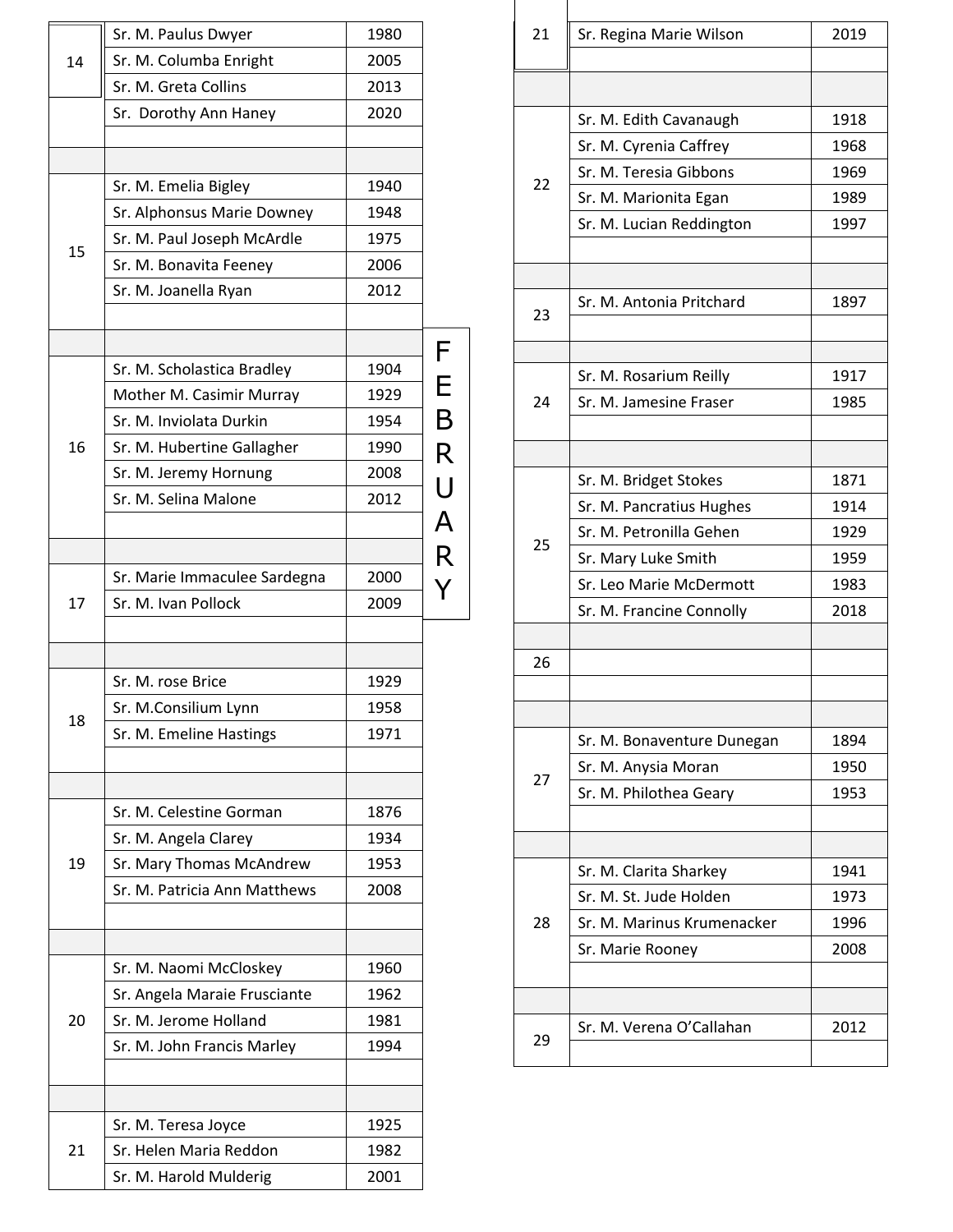# FEBRUARY

| Day | Name | Year |
|---|---|---|
| 14 | Sr. M. Paulus Dwyer | 1980 |
| | Sr. M. Columba Enright | 2005 |
| | Sr. M. Greta Collins | 2013 |
| | Sr. Dorothy Ann Haney | 2020 |
| 15 | Sr. M. Emelia Bigley | 1940 |
| | Sr. Alphonsus Marie Downey | 1948 |
| | Sr. M. Paul Joseph McArdle | 1975 |
| | Sr. M. Bonavita Feeney | 2006 |
| | Sr. M. Joanella Ryan | 2012 |
| 16 | Sr. M. Scholastica Bradley | 1904 |
| | Mother M. Casimir Murray | 1929 |
| | Sr. M. Inviolata Durkin | 1954 |
| | Sr. M. Hubertine Gallagher | 1990 |
| | Sr. M. Jeremy Hornung | 2008 |
| | Sr. M. Selina Malone | 2012 |
| 17 | Sr. Marie Immaculee Sardegna | 2000 |
| | Sr. M. Ivan Pollock | 2009 |
| 18 | Sr. M. rose Brice | 1929 |
| | Sr. M.Consilium Lynn | 1958 |
| | Sr. M. Emeline Hastings | 1971 |
| 19 | Sr. M. Celestine Gorman | 1876 |
| | Sr. M. Angela Clarey | 1934 |
| | Sr. Mary Thomas McAndrew | 1953 |
| | Sr. M. Patricia Ann Matthews | 2008 |
| 20 | Sr. M. Naomi McCloskey | 1960 |
| | Sr. Angela Maraie Frusciante | 1962 |
| | Sr. M. Jerome Holland | 1981 |
| | Sr. M. John Francis Marley | 1994 |
| 21 | Sr. M. Teresa Joyce | 1925 |
| | Sr. Helen Maria Reddon | 1982 |
| | Sr. M. Harold Mulderig | 2001 |
| | Sr. Regina Marie Wilson | 2019 |
| 22 | Sr. M. Edith Cavanaugh | 1918 |
| | Sr. M. Cyrenia Caffrey | 1968 |
| | Sr. M. Teresia Gibbons | 1969 |
| | Sr. M. Marionita Egan | 1989 |
| | Sr. M. Lucian Reddington | 1997 |
| 23 | Sr. M. Antonia Pritchard | 1897 |
| 24 | Sr. M. Rosarium Reilly | 1917 |
| | Sr. M. Jamesine Fraser | 1985 |
| 25 | Sr. M. Bridget Stokes | 1871 |
| | Sr. M. Pancratius Hughes | 1914 |
| | Sr. M. Petronilla Gehen | 1929 |
| | Sr. Mary Luke Smith | 1959 |
| | Sr. Leo Marie McDermott | 1983 |
| | Sr. M. Francine Connolly | 2018 |
| 26 | | |
| 27 | Sr. M. Bonaventure Dunegan | 1894 |
| | Sr. M. Anysia Moran | 1950 |
| | Sr. M. Philothea Geary | 1953 |
| 28 | Sr. M. Clarita Sharkey | 1941 |
| | Sr. M. St. Jude Holden | 1973 |
| | Sr. M. Marinus Krumenacker | 1996 |
| | Sr. Marie Rooney | 2008 |
| 29 | Sr. M. Verena O'Callahan | 2012 |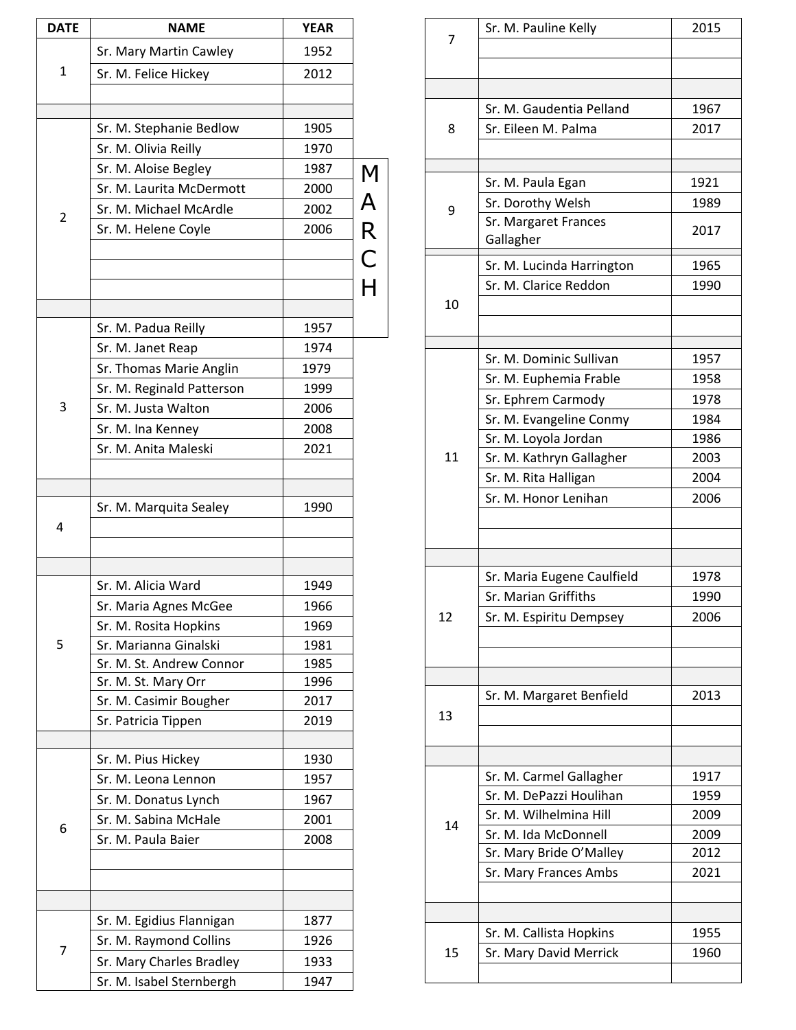# MARCH

| DATE | NAME | YEAR |
|---|---|---|
| 1 | Sr. Mary Martin Cawley | 1952 |
| | Sr. M. Felice Hickey | 2012 |
| 2 | Sr. M. Stephanie Bedlow | 1905 |
| | Sr. M. Olivia Reilly | 1970 |
| | Sr. M. Aloise Begley | 1987 |
| | Sr. M. Laurita McDermott | 2000 |
| | Sr. M. Michael McArdle | 2002 |
| | Sr. M. Helene Coyle | 2006 |
| 3 | Sr. M. Padua Reilly | 1957 |
| | Sr. M. Janet Reap | 1974 |
| | Sr. Thomas Marie Anglin | 1979 |
| | Sr. M. Reginald Patterson | 1999 |
| | Sr. M. Justa Walton | 2006 |
| | Sr. M. Ina Kenney | 2008 |
| | Sr. M. Anita Maleski | 2021 |
| 4 | Sr. M. Marquita Sealey | 1990 |
| 5 | Sr. M. Alicia Ward | 1949 |
| | Sr. Maria Agnes McGee | 1966 |
| | Sr. M. Rosita Hopkins | 1969 |
| | Sr. Marianna Ginalski | 1981 |
| | Sr. M. St. Andrew Connor | 1985 |
| | Sr. M. St. Mary Orr | 1996 |
| | Sr. M. Casimir Bougher | 2017 |
| | Sr. Patricia Tippen | 2019 |
| 6 | Sr. M. Pius Hickey | 1930 |
| | Sr. M. Leona Lennon | 1957 |
| | Sr. M. Donatus Lynch | 1967 |
| | Sr. M. Sabina McHale | 2001 |
| | Sr. M. Paula Baier | 2008 |
| 7 | Sr. M. Egidius Flannigan | 1877 |
| | Sr. M. Raymond Collins | 1926 |
| | Sr. Mary Charles Bradley | 1933 |
| | Sr. M. Isabel Sternbergh | 1947 |
| | Sr. M. Pauline Kelly | 2015 |
| 8 | Sr. M. Gaudentia Pelland | 1967 |
| | Sr. Eileen M. Palma | 2017 |
| 9 | Sr. M. Paula Egan | 1921 |
| | Sr. Dorothy Welsh | 1989 |
| | Sr. Margaret Frances Gallagher | 2017 |
| 10 | Sr. M. Lucinda Harrington | 1965 |
| | Sr. M. Clarice Reddon | 1990 |
| 11 | Sr. M. Dominic Sullivan | 1957 |
| | Sr. M. Euphemia Frable | 1958 |
| | Sr. Ephrem Carmody | 1978 |
| | Sr. M. Evangeline Conmy | 1984 |
| | Sr. M. Loyola Jordan | 1986 |
| | Sr. M. Kathryn Gallagher | 2003 |
| | Sr. M. Rita Halligan | 2004 |
| | Sr. M. Honor Lenihan | 2006 |
| 12 | Sr. Maria Eugene Caulfield | 1978 |
| | Sr. Marian Griffiths | 1990 |
| | Sr. M. Espiritu Dempsey | 2006 |
| 13 | Sr. M. Margaret Benfield | 2013 |
| 14 | Sr. M. Carmel Gallagher | 1917 |
| | Sr. M. DePazzi Houlihan | 1959 |
| | Sr. M. Wilhelmina Hill | 2009 |
| | Sr. M. Ida McDonnell | 2009 |
| | Sr. Mary Bride O'Malley | 2012 |
| | Sr. Mary Frances Ambs | 2021 |
| 15 | Sr. M. Callista Hopkins | 1955 |
| | Sr. Mary David Merrick | 1960 |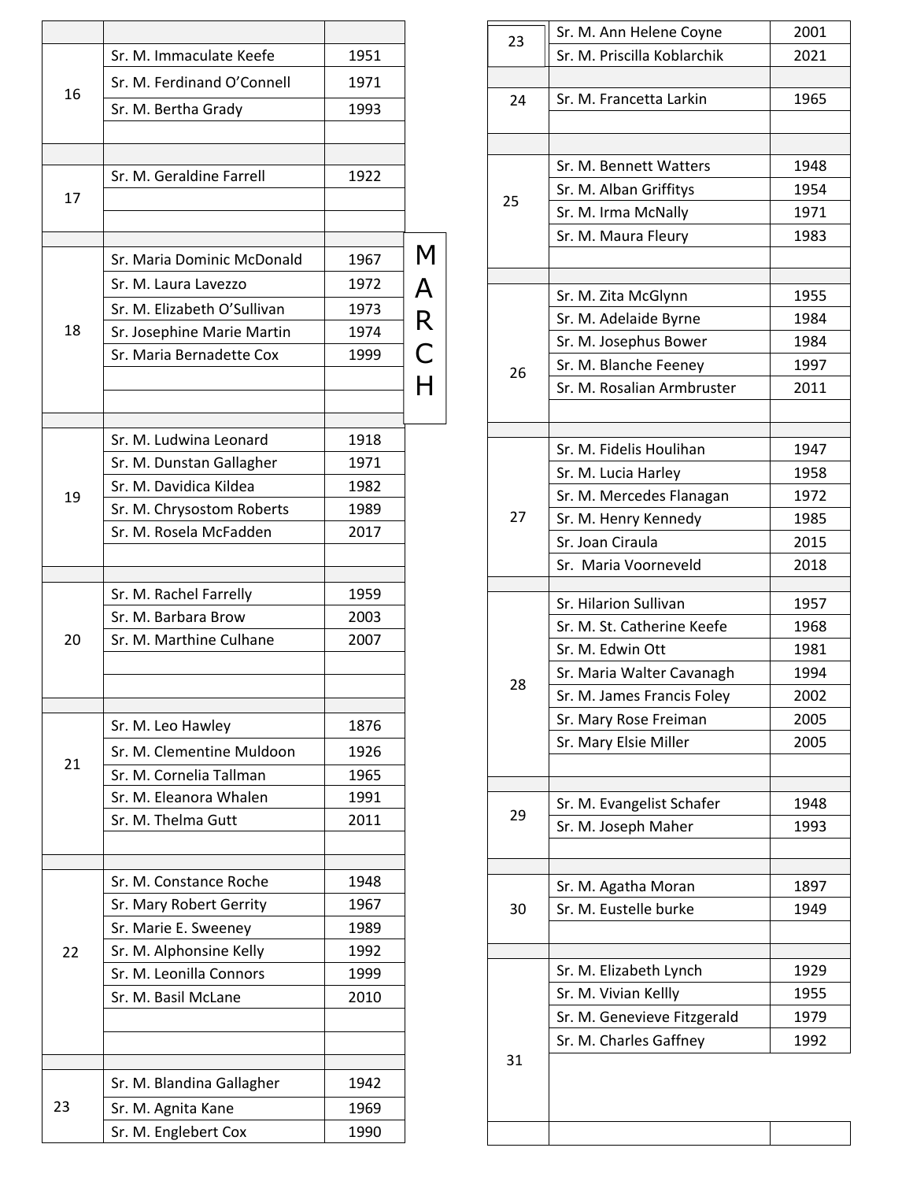# MARCH

| Day | Name | Year |
|---|---|---|
| 16 | Sr. M. Immaculate Keefe | 1951 |
| | Sr. M. Ferdinand O'Connell | 1971 |
| | Sr. M. Bertha Grady | 1993 |
| 17 | Sr. M. Geraldine Farrell | 1922 |
| 18 | Sr. Maria Dominic McDonald | 1967 |
| | Sr. M. Laura Lavezzo | 1972 |
| | Sr. M. Elizabeth O'Sullivan | 1973 |
| | Sr. Josephine Marie Martin | 1974 |
| | Sr. Maria Bernadette Cox | 1999 |
| 19 | Sr. M. Ludwina Leonard | 1918 |
| | Sr. M. Dunstan Gallagher | 1971 |
| | Sr. M. Davidica Kildea | 1982 |
| | Sr. M. Chrysostom Roberts | 1989 |
| | Sr. M. Rosela McFadden | 2017 |
| 20 | Sr. M. Rachel Farrelly | 1959 |
| | Sr. M. Barbara Brow | 2003 |
| | Sr. M. Marthine Culhane | 2007 |
| 21 | Sr. M. Leo Hawley | 1876 |
| | Sr. M. Clementine Muldoon | 1926 |
| | Sr. M. Cornelia Tallman | 1965 |
| | Sr. M. Eleanora Whalen | 1991 |
| | Sr. M. Thelma Gutt | 2011 |
| 22 | Sr. M. Constance Roche | 1948 |
| | Sr. Mary Robert Gerrity | 1967 |
| | Sr. Marie E. Sweeney | 1989 |
| | Sr. M. Alphonsine Kelly | 1992 |
| | Sr. M. Leonilla Connors | 1999 |
| | Sr. M. Basil McLane | 2010 |
| 23 | Sr. M. Blandina Gallagher | 1942 |
| | Sr. M. Agnita Kane | 1969 |
| | Sr. M. Englebert Cox | 1990 |
| | Sr. M. Ann Helene Coyne | 2001 |
| | Sr. M. Priscilla Koblarchik | 2021 |
| 24 | Sr. M. Francetta Larkin | 1965 |
| 25 | Sr. M. Bennett Watters | 1948 |
| | Sr. M. Alban Griffitys | 1954 |
| | Sr. M. Irma McNally | 1971 |
| | Sr. M. Maura Fleury | 1983 |
| 26 | Sr. M. Zita McGlynn | 1955 |
| | Sr. M. Adelaide Byrne | 1984 |
| | Sr. M. Josephus Bower | 1984 |
| | Sr. M. Blanche Feeney | 1997 |
| | Sr. M. Rosalian Armbruster | 2011 |
| 27 | Sr. M. Fidelis Houlihan | 1947 |
| | Sr. M. Lucia Harley | 1958 |
| | Sr. M. Mercedes Flanagan | 1972 |
| | Sr. M. Henry Kennedy | 1985 |
| | Sr. Joan Ciraula | 2015 |
| | Sr. Maria Voorneveld | 2018 |
| 28 | Sr. Hilarion Sullivan | 1957 |
| | Sr. M. St. Catherine Keefe | 1968 |
| | Sr. M. Edwin Ott | 1981 |
| | Sr. Maria Walter Cavanagh | 1994 |
| | Sr. M. James Francis Foley | 2002 |
| | Sr. Mary Rose Freiman | 2005 |
| | Sr. Mary Elsie Miller | 2005 |
| 29 | Sr. M. Evangelist Schafer | 1948 |
| | Sr. M. Joseph Maher | 1993 |
| 30 | Sr. M. Agatha Moran | 1897 |
| | Sr. M. Eustelle burke | 1949 |
| 31 | Sr. M. Elizabeth Lynch | 1929 |
| | Sr. M. Vivian Kellly | 1955 |
| | Sr. M. Genevieve Fitzgerald | 1979 |
| | Sr. M. Charles Gaffney | 1992 |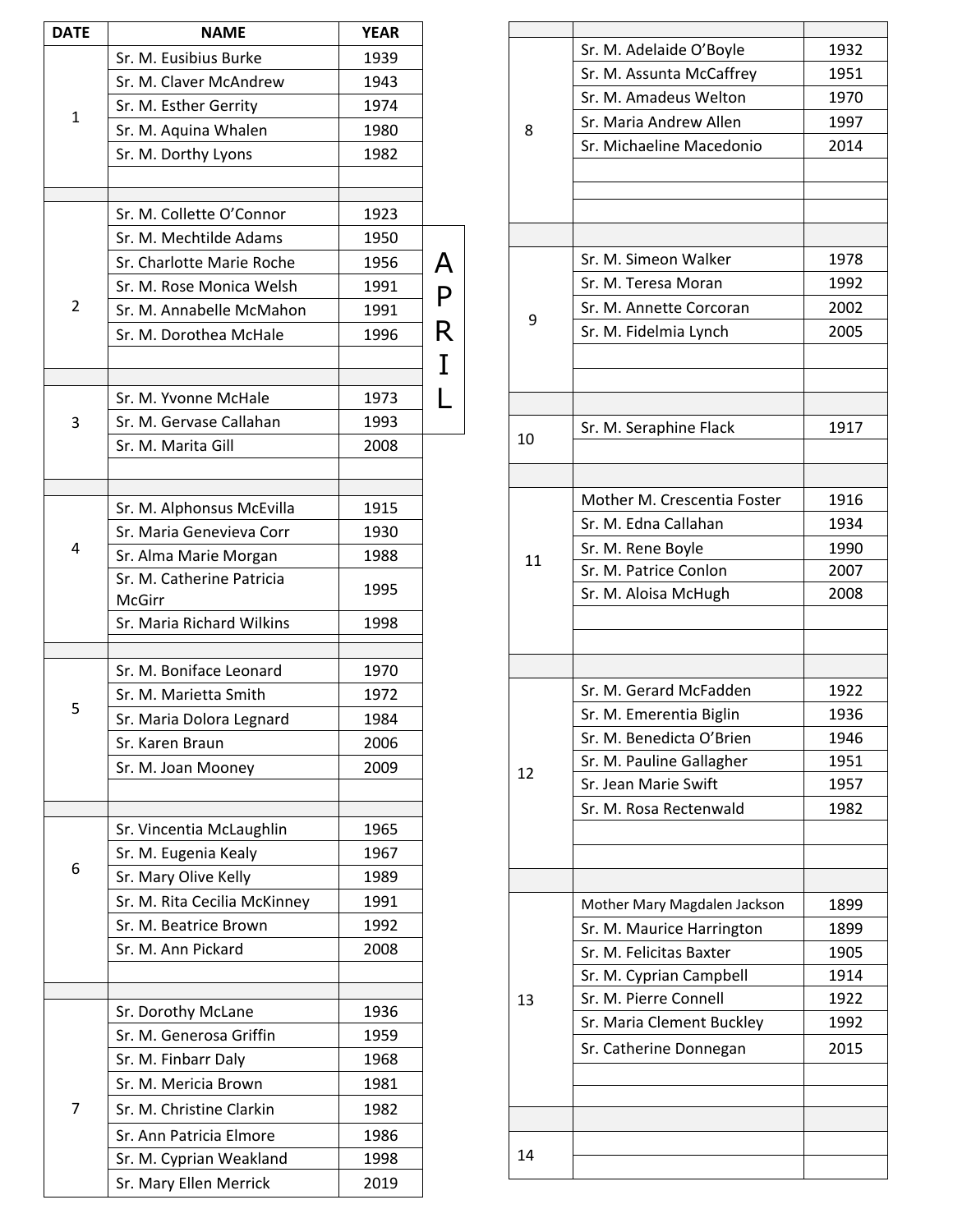# APRIL

| DATE | NAME | YEAR |
|---|---|---|
| 1 | Sr. M. Eusibius Burke | 1939 |
| | Sr. M. Claver McAndrew | 1943 |
| | Sr. M. Esther Gerrity | 1974 |
| | Sr. M. Aquina Whalen | 1980 |
| | Sr. M. Dorthy Lyons | 1982 |
| 2 | Sr. M. Collette O'Connor | 1923 |
| | Sr. M. Mechtilde Adams | 1950 |
| | Sr. Charlotte Marie Roche | 1956 |
| | Sr. M. Rose Monica Welsh | 1991 |
| | Sr. M. Annabelle McMahon | 1991 |
| | Sr. M. Dorothea McHale | 1996 |
| 3 | Sr. M. Yvonne McHale | 1973 |
| | Sr. M. Gervase Callahan | 1993 |
| | Sr. M. Marita Gill | 2008 |
| 4 | Sr. M. Alphonsus McEvilla | 1915 |
| | Sr. Maria Genevieva Corr | 1930 |
| | Sr. Alma Marie Morgan | 1988 |
| | Sr. M. Catherine Patricia McGirr | 1995 |
| | Sr. Maria Richard Wilkins | 1998 |
| 5 | Sr. M. Boniface Leonard | 1970 |
| | Sr. M. Marietta Smith | 1972 |
| | Sr. Maria Dolora Legnard | 1984 |
| | Sr. Karen Braun | 2006 |
| | Sr. M. Joan Mooney | 2009 |
| 6 | Sr. Vincentia McLaughlin | 1965 |
| | Sr. M. Eugenia Kealy | 1967 |
| | Sr. Mary Olive Kelly | 1989 |
| | Sr. M. Rita Cecilia McKinney | 1991 |
| | Sr. M. Beatrice Brown | 1992 |
| | Sr. M. Ann Pickard | 2008 |
| 7 | Sr. Dorothy McLane | 1936 |
| | Sr. M. Generosa Griffin | 1959 |
| | Sr. M. Finbarr Daly | 1968 |
| | Sr. M. Mericia Brown | 1981 |
| | Sr. M. Christine Clarkin | 1982 |
| | Sr. Ann Patricia Elmore | 1986 |
| | Sr. M. Cyprian Weakland | 1998 |
| | Sr. Mary Ellen Merrick | 2019 |
| 8 | Sr. M. Adelaide O'Boyle | 1932 |
| | Sr. M. Assunta McCaffrey | 1951 |
| | Sr. M. Amadeus Welton | 1970 |
| | Sr. Maria Andrew Allen | 1997 |
| | Sr. Michaeline Macedonio | 2014 |
| 9 | Sr. M. Simeon Walker | 1978 |
| | Sr. M. Teresa Moran | 1992 |
| | Sr. M. Annette Corcoran | 2002 |
| | Sr. M. Fidelmia Lynch | 2005 |
| 10 | Sr. M. Seraphine Flack | 1917 |
| 11 | Mother M. Crescentia Foster | 1916 |
| | Sr. M. Edna Callahan | 1934 |
| | Sr. M. Rene Boyle | 1990 |
| | Sr. M. Patrice Conlon | 2007 |
| | Sr. M. Aloisa McHugh | 2008 |
| 12 | Sr. M. Gerard McFadden | 1922 |
| | Sr. M. Emerentia Biglin | 1936 |
| | Sr. M. Benedicta O'Brien | 1946 |
| | Sr. M. Pauline Gallagher | 1951 |
| | Sr. Jean Marie Swift | 1957 |
| | Sr. M. Rosa Rectenwald | 1982 |
| 13 | Mother Mary Magdalen Jackson | 1899 |
| | Sr. M. Maurice Harrington | 1899 |
| | Sr. M. Felicitas Baxter | 1905 |
| | Sr. M. Cyprian Campbell | 1914 |
| | Sr. M. Pierre Connell | 1922 |
| | Sr. Maria Clement Buckley | 1992 |
| | Sr. Catherine Donnegan | 2015 |
| 14 | | |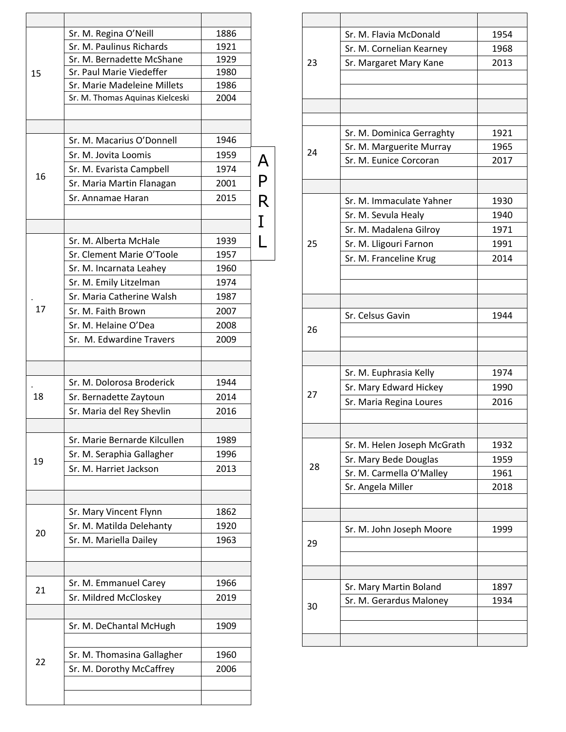# APRIL

| Day | Name | Year |
|---|---|---|
| 15 | Sr. M. Regina O'Neill | 1886 |
| | Sr. M. Paulinus Richards | 1921 |
| | Sr. M. Bernadette McShane | 1929 |
| | Sr. Paul Marie Viedeffer | 1980 |
| | Sr. Marie Madeleine Millets | 1986 |
| | Sr. M. Thomas Aquinas Kielceski | 2004 |
| 16 | Sr. M. Macarius O'Donnell | 1946 |
| | Sr. M. Jovita Loomis | 1959 |
| | Sr. M. Evarista Campbell | 1974 |
| | Sr. Maria Martin Flanagan | 2001 |
| | Sr. Annamae Haran | 2015 |
| 17 | Sr. M. Alberta McHale | 1939 |
| | Sr. Clement Marie O'Toole | 1957 |
| | Sr. M. Incarnata Leahey | 1960 |
| | Sr. M. Emily Litzelman | 1974 |
| | Sr. Maria Catherine Walsh | 1987 |
| | Sr. M. Faith Brown | 2007 |
| | Sr. M. Helaine O'Dea | 2008 |
| | Sr. M. Edwardine Travers | 2009 |
| 18 | Sr. M. Dolorosa Broderick | 1944 |
| | Sr. Bernadette Zaytoun | 2014 |
| | Sr. Maria del Rey Shevlin | 2016 |
| 19 | Sr. Marie Bernarde Kilcullen | 1989 |
| | Sr. M. Seraphia Gallagher | 1996 |
| | Sr. M. Harriet Jackson | 2013 |
| 20 | Sr. Mary Vincent Flynn | 1862 |
| | Sr. M. Matilda Delehanty | 1920 |
| | Sr. M. Mariella Dailey | 1963 |
| 21 | Sr. M. Emmanuel Carey | 1966 |
| | Sr. Mildred McCloskey | 2019 |
| 22 | Sr. M. DeChantal McHugh | 1909 |
| | Sr. M. Thomasina Gallagher | 1960 |
| | Sr. M. Dorothy McCaffrey | 2006 |
| 23 | Sr. M. Flavia McDonald | 1954 |
| | Sr. M. Cornelian Kearney | 1968 |
| | Sr. Margaret Mary Kane | 2013 |
| 24 | Sr. M. Dominica Gerraghty | 1921 |
| | Sr. M. Marguerite Murray | 1965 |
| | Sr. M. Eunice Corcoran | 2017 |
| 25 | Sr. M. Immaculate Yahner | 1930 |
| | Sr. M. Sevula Healy | 1940 |
| | Sr. M. Madalena Gilroy | 1971 |
| | Sr. M. Lligouri Farnon | 1991 |
| | Sr. M. Franceline Krug | 2014 |
| 26 | Sr. Celsus Gavin | 1944 |
| 27 | Sr. M. Euphrasia Kelly | 1974 |
| | Sr. Mary Edward Hickey | 1990 |
| | Sr. Maria Regina Loures | 2016 |
| 28 | Sr. M. Helen Joseph McGrath | 1932 |
| | Sr. Mary Bede Douglas | 1959 |
| | Sr. M. Carmella O'Malley | 1961 |
| | Sr. Angela Miller | 2018 |
| 29 | Sr. M. John Joseph Moore | 1999 |
| 30 | Sr. Mary Martin Boland | 1897 |
| | Sr. M. Gerardus Maloney | 1934 |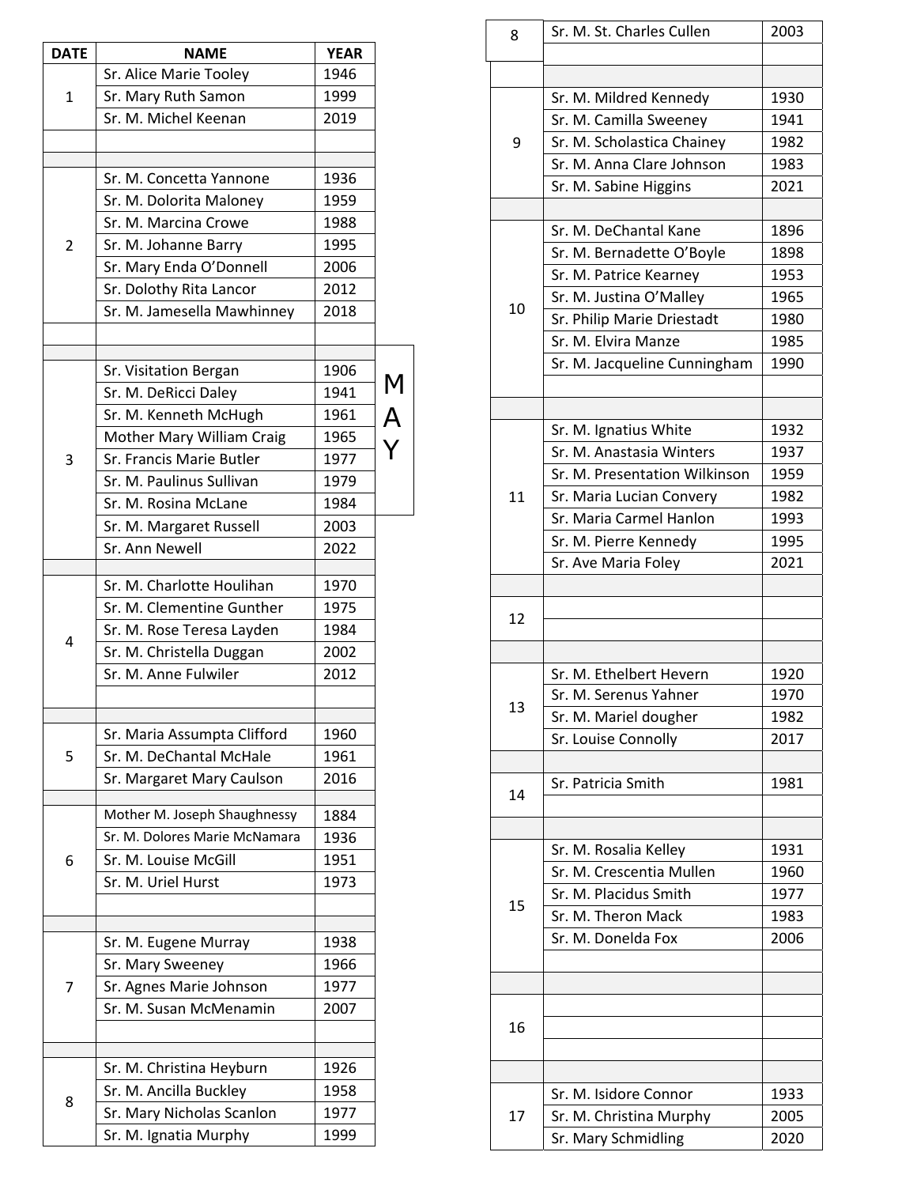# MAY

| DATE | NAME | YEAR |
|---|---|---|
| 1 | Sr. Alice Marie Tooley | 1946 |
| | Sr. Mary Ruth Samon | 1999 |
| | Sr. M. Michel Keenan | 2019 |
| 2 | Sr. M. Concetta Yannone | 1936 |
| | Sr. M. Dolorita Maloney | 1959 |
| | Sr. M. Marcina Crowe | 1988 |
| | Sr. M. Johanne Barry | 1995 |
| | Sr. Mary Enda O'Donnell | 2006 |
| | Sr. Dolothy Rita Lancor | 2012 |
| | Sr. M. Jamesella Mawhinney | 2018 |
| 3 | Sr. Visitation Bergan | 1906 |
| | Sr. M. DeRicci Daley | 1941 |
| | Sr. M. Kenneth McHugh | 1961 |
| | Mother Mary William Craig | 1965 |
| | Sr. Francis Marie Butler | 1977 |
| | Sr. M. Paulinus Sullivan | 1979 |
| | Sr. M. Rosina McLane | 1984 |
| | Sr. M. Margaret Russell | 2003 |
| | Sr. Ann Newell | 2022 |
| 4 | Sr. M. Charlotte Houlihan | 1970 |
| | Sr. M. Clementine Gunther | 1975 |
| | Sr. M. Rose Teresa Layden | 1984 |
| | Sr. M. Christella Duggan | 2002 |
| | Sr. M. Anne Fulwiler | 2012 |
| 5 | Sr. Maria Assumpta Clifford | 1960 |
| | Sr. M. DeChantal McHale | 1961 |
| | Sr. Margaret Mary Caulson | 2016 |
| 6 | Mother M. Joseph Shaughnessy | 1884 |
| | Sr. M. Dolores Marie McNamara | 1936 |
| | Sr. M. Louise McGill | 1951 |
| | Sr. M. Uriel Hurst | 1973 |
| 7 | Sr. M. Eugene Murray | 1938 |
| | Sr. Mary Sweeney | 1966 |
| | Sr. Agnes Marie Johnson | 1977 |
| | Sr. M. Susan McMenamin | 2007 |
| 8 | Sr. M. Christina Heyburn | 1926 |
| | Sr. M. Ancilla Buckley | 1958 |
| | Sr. Mary Nicholas Scanlon | 1977 |
| | Sr. M. Ignatia Murphy | 1999 |
| | Sr. M. St. Charles Cullen | 2003 |
| 9 | Sr. M. Mildred Kennedy | 1930 |
| | Sr. M. Camilla Sweeney | 1941 |
| | Sr. M. Scholastica Chainey | 1982 |
| | Sr. M. Anna Clare Johnson | 1983 |
| | Sr. M. Sabine Higgins | 2021 |
| 10 | Sr. M. DeChantal Kane | 1896 |
| | Sr. M. Bernadette O'Boyle | 1898 |
| | Sr. M. Patrice Kearney | 1953 |
| | Sr. M. Justina O'Malley | 1965 |
| | Sr. Philip Marie Driestadt | 1980 |
| | Sr. M. Elvira Manze | 1985 |
| | Sr. M. Jacqueline Cunningham | 1990 |
| 11 | Sr. M. Ignatius White | 1932 |
| | Sr. M. Anastasia Winters | 1937 |
| | Sr. M. Presentation Wilkinson | 1959 |
| | Sr. Maria Lucian Convery | 1982 |
| | Sr. Maria Carmel Hanlon | 1993 |
| | Sr. M. Pierre Kennedy | 1995 |
| | Sr. Ave Maria Foley | 2021 |
| 12 | | |
| 13 | Sr. M. Ethelbert Hevern | 1920 |
| | Sr. M. Serenus Yahner | 1970 |
| | Sr. M. Mariel dougher | 1982 |
| | Sr. Louise Connolly | 2017 |
| 14 | Sr. Patricia Smith | 1981 |
| 15 | Sr. M. Rosalia Kelley | 1931 |
| | Sr. M. Crescentia Mullen | 1960 |
| | Sr. M. Placidus Smith | 1977 |
| | Sr. M. Theron Mack | 1983 |
| | Sr. M. Donelda Fox | 2006 |
| 16 | | |
| 17 | Sr. M. Isidore Connor | 1933 |
| | Sr. M. Christina Murphy | 2005 |
| | Sr. Mary Schmidling | 2020 |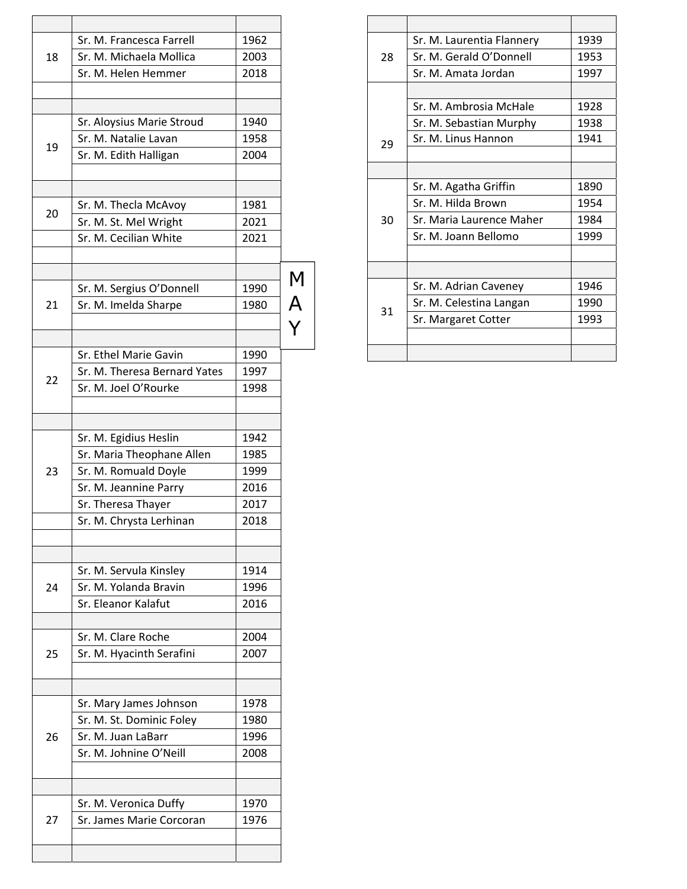# MAY

| Day | Name | Year |
|---|---|---|
| 18 | Sr. M. Francesca Farrell | 1962 |
| | Sr. M. Michaela Mollica | 2003 |
| | Sr. M. Helen Hemmer | 2018 |
| 19 | Sr. Aloysius Marie Stroud | 1940 |
| | Sr. M. Natalie Lavan | 1958 |
| | Sr. M. Edith Halligan | 2004 |
| 20 | Sr. M. Thecla McAvoy | 1981 |
| | Sr. M. St. Mel Wright | 2021 |
| | Sr. M. Cecilian White | 2021 |
| 21 | Sr. M. Sergius O'Donnell | 1990 |
| | Sr. M. Imelda Sharpe | 1980 |
| 22 | Sr. Ethel Marie Gavin | 1990 |
| | Sr. M. Theresa Bernard Yates | 1997 |
| | Sr. M. Joel O'Rourke | 1998 |
| 23 | Sr. M. Egidius Heslin | 1942 |
| | Sr. Maria Theophane Allen | 1985 |
| | Sr. M. Romuald Doyle | 1999 |
| | Sr. M. Jeannine Parry | 2016 |
| | Sr. Theresa Thayer | 2017 |
| | Sr. M. Chrysta Lerhinan | 2018 |
| 24 | Sr. M. Servula Kinsley | 1914 |
| | Sr. M. Yolanda Bravin | 1996 |
| | Sr. Eleanor Kalafut | 2016 |
| 25 | Sr. M. Clare Roche | 2004 |
| | Sr. M. Hyacinth Serafini | 2007 |
| 26 | Sr. Mary James Johnson | 1978 |
| | Sr. M. St. Dominic Foley | 1980 |
| | Sr. M. Juan LaBarr | 1996 |
| | Sr. M. Johnine O'Neill | 2008 |
| 27 | Sr. M. Veronica Duffy | 1970 |
| | Sr. James Marie Corcoran | 1976 |
| 28 | Sr. M. Laurentia Flannery | 1939 |
| | Sr. M. Gerald O'Donnell | 1953 |
| | Sr. M. Amata Jordan | 1997 |
| 29 | Sr. M. Ambrosia McHale | 1928 |
| | Sr. M. Sebastian Murphy | 1938 |
| | Sr. M. Linus Hannon | 1941 |
| 30 | Sr. M. Agatha Griffin | 1890 |
| | Sr. M. Hilda Brown | 1954 |
| | Sr. Maria Laurence Maher | 1984 |
| | Sr. M. Joann Bellomo | 1999 |
| 31 | Sr. M. Adrian Caveney | 1946 |
| | Sr. M. Celestina Langan | 1990 |
| | Sr. Margaret Cotter | 1993 |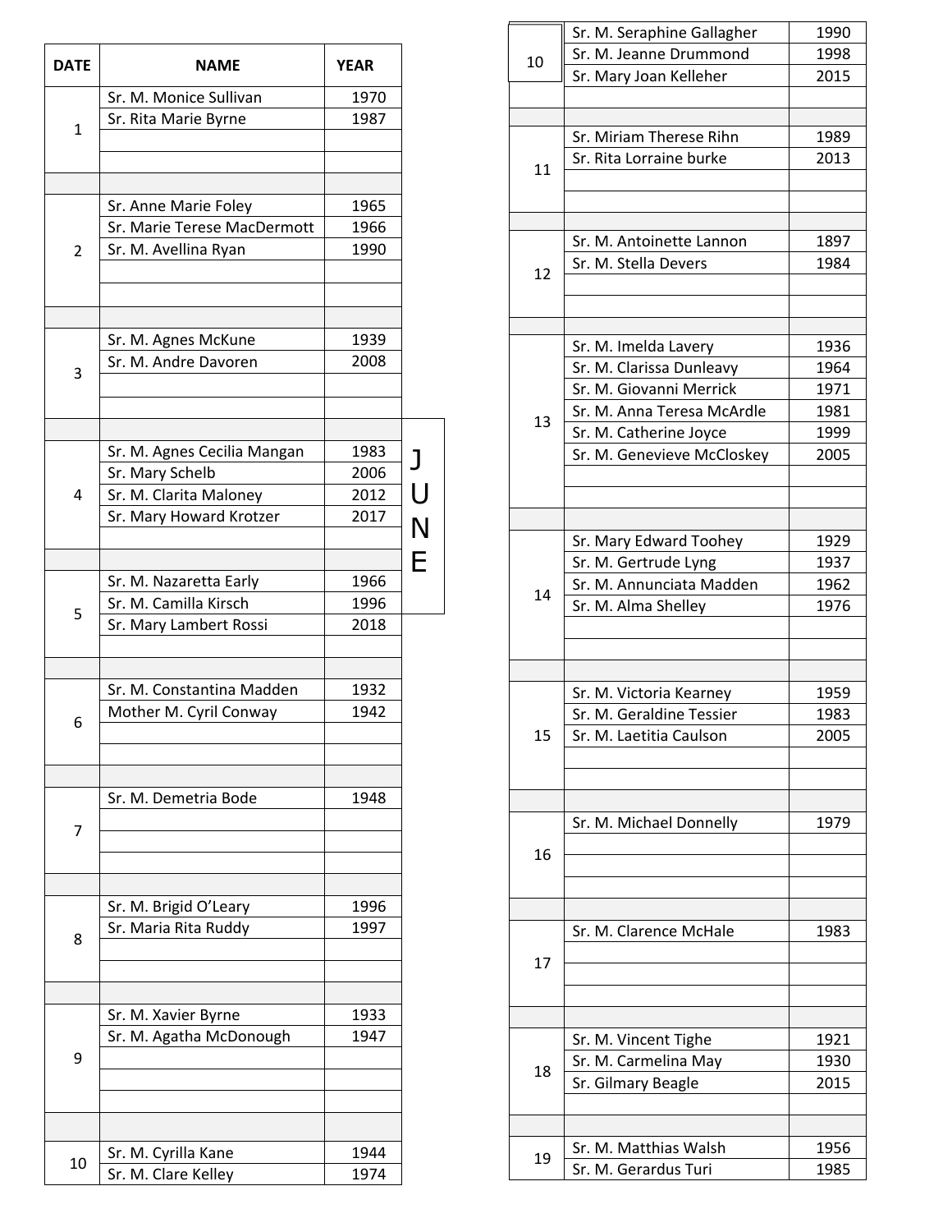# JUNE

| DATE | NAME | YEAR |
|---|---|---|
| 1 | Sr. M. Monice Sullivan | 1970 |
| | Sr. Rita Marie Byrne | 1987 |
| 2 | Sr. Anne Marie Foley | 1965 |
| | Sr. Marie Terese MacDermott | 1966 |
| | Sr. M. Avellina Ryan | 1990 |
| 3 | Sr. M. Agnes McKune | 1939 |
| | Sr. M. Andre Davoren | 2008 |
| 4 | Sr. M. Agnes Cecilia Mangan | 1983 |
| | Sr. Mary Schelb | 2006 |
| | Sr. M. Clarita Maloney | 2012 |
| | Sr. Mary Howard Krotzer | 2017 |
| 5 | Sr. M. Nazaretta Early | 1966 |
| | Sr. M. Camilla Kirsch | 1996 |
| | Sr. Mary Lambert Rossi | 2018 |
| 6 | Sr. M. Constantina Madden | 1932 |
| | Mother M. Cyril Conway | 1942 |
| 7 | Sr. M. Demetria Bode | 1948 |
| 8 | Sr. M. Brigid O'Leary | 1996 |
| | Sr. Maria Rita Ruddy | 1997 |
| 9 | Sr. M. Xavier Byrne | 1933 |
| | Sr. M. Agatha McDonough | 1947 |
| 10 | Sr. M. Cyrilla Kane | 1944 |
| | Sr. M. Clare Kelley | 1974 |
| | Sr. M. Seraphine Gallagher | 1990 |
| | Sr. M. Jeanne Drummond | 1998 |
| | Sr. Mary Joan Kelleher | 2015 |
| 11 | Sr. Miriam Therese Rihn | 1989 |
| | Sr. Rita Lorraine burke | 2013 |
| 12 | Sr. M. Antoinette Lannon | 1897 |
| | Sr. M. Stella Devers | 1984 |
| 13 | Sr. M. Imelda Lavery | 1936 |
| | Sr. M. Clarissa Dunleavy | 1964 |
| | Sr. M. Giovanni Merrick | 1971 |
| | Sr. M. Anna Teresa McArdle | 1981 |
| | Sr. M. Catherine Joyce | 1999 |
| | Sr. M. Genevieve McCloskey | 2005 |
| 14 | Sr. Mary Edward Toohey | 1929 |
| | Sr. M. Gertrude Lyng | 1937 |
| | Sr. M. Annunciata Madden | 1962 |
| | Sr. M. Alma Shelley | 1976 |
| 15 | Sr. M. Victoria Kearney | 1959 |
| | Sr. M. Geraldine Tessier | 1983 |
| | Sr. M. Laetitia Caulson | 2005 |
| 16 | Sr. M. Michael Donnelly | 1979 |
| 17 | Sr. M. Clarence McHale | 1983 |
| 18 | Sr. M. Vincent Tighe | 1921 |
| | Sr. M. Carmelina May | 1930 |
| | Sr. Gilmary Beagle | 2015 |
| 19 | Sr. M. Matthias Walsh | 1956 |
| | Sr. M. Gerardus Turi | 1985 |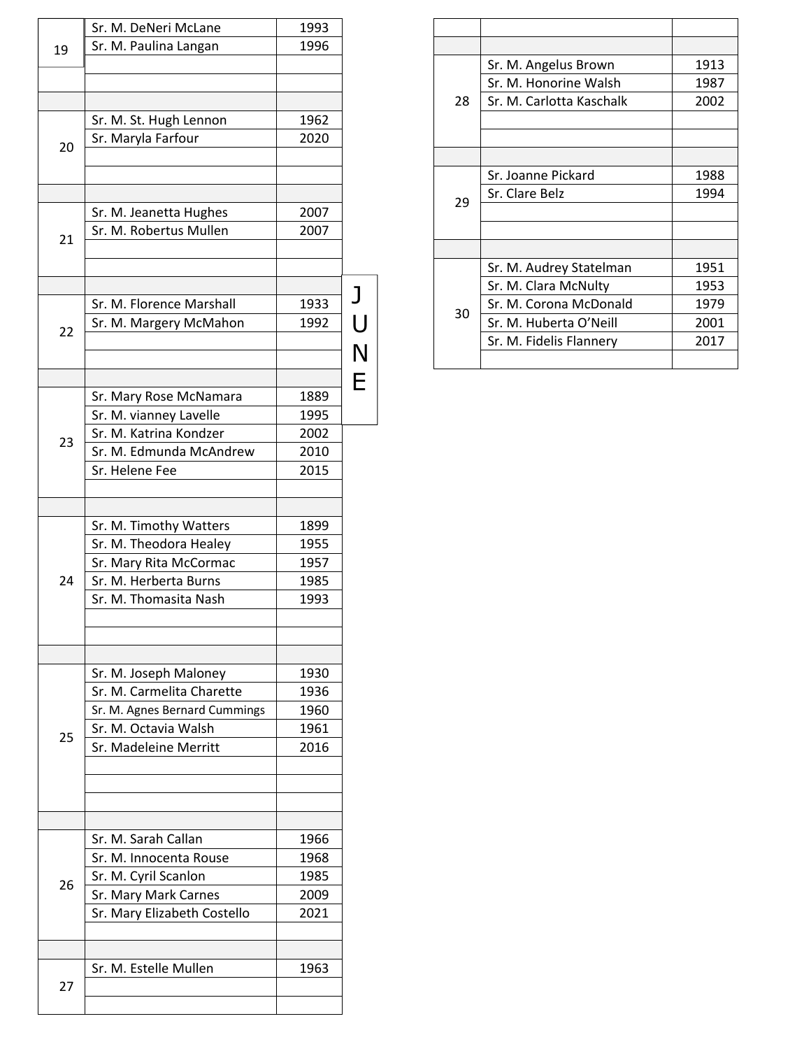# JUNE

| Day | Name | Year |
|---|---|---|
| 19 | Sr. M. DeNeri McLane | 1993 |
| | Sr. M. Paulina Langan | 1996 |
| 20 | Sr. M. St. Hugh Lennon | 1962 |
| | Sr. Maryla Farfour | 2020 |
| 21 | Sr. M. Jeanetta Hughes | 2007 |
| | Sr. M. Robertus Mullen | 2007 |
| 22 | Sr. M. Florence Marshall | 1933 |
| | Sr. M. Margery McMahon | 1992 |
| 23 | Sr. Mary Rose McNamara | 1889 |
| | Sr. M. vianney Lavelle | 1995 |
| | Sr. M. Katrina Kondzer | 2002 |
| | Sr. M. Edmunda McAndrew | 2010 |
| | Sr. Helene Fee | 2015 |
| 24 | Sr. M. Timothy Watters | 1899 |
| | Sr. M. Theodora Healey | 1955 |
| | Sr. Mary Rita McCormac | 1957 |
| | Sr. M. Herberta Burns | 1985 |
| | Sr. M. Thomasita Nash | 1993 |
| 25 | Sr. M. Joseph Maloney | 1930 |
| | Sr. M. Carmelita Charette | 1936 |
| | Sr. M. Agnes Bernard Cummings | 1960 |
| | Sr. M. Octavia Walsh | 1961 |
| | Sr. Madeleine Merritt | 2016 |
| 26 | Sr. M. Sarah Callan | 1966 |
| | Sr. M. Innocenta Rouse | 1968 |
| | Sr. M. Cyril Scanlon | 1985 |
| | Sr. Mary Mark Carnes | 2009 |
| | Sr. Mary Elizabeth Costello | 2021 |
| 27 | Sr. M. Estelle Mullen | 1963 |
| 28 | Sr. M. Angelus Brown | 1913 |
| | Sr. M. Honorine Walsh | 1987 |
| | Sr. M. Carlotta Kaschalk | 2002 |
| 29 | Sr. Joanne Pickard | 1988 |
| | Sr. Clare Belz | 1994 |
| 30 | Sr. M. Audrey Statelman | 1951 |
| | Sr. M. Clara McNulty | 1953 |
| | Sr. M. Corona McDonald | 1979 |
| | Sr. M. Huberta O'Neill | 2001 |
| | Sr. M. Fidelis Flannery | 2017 |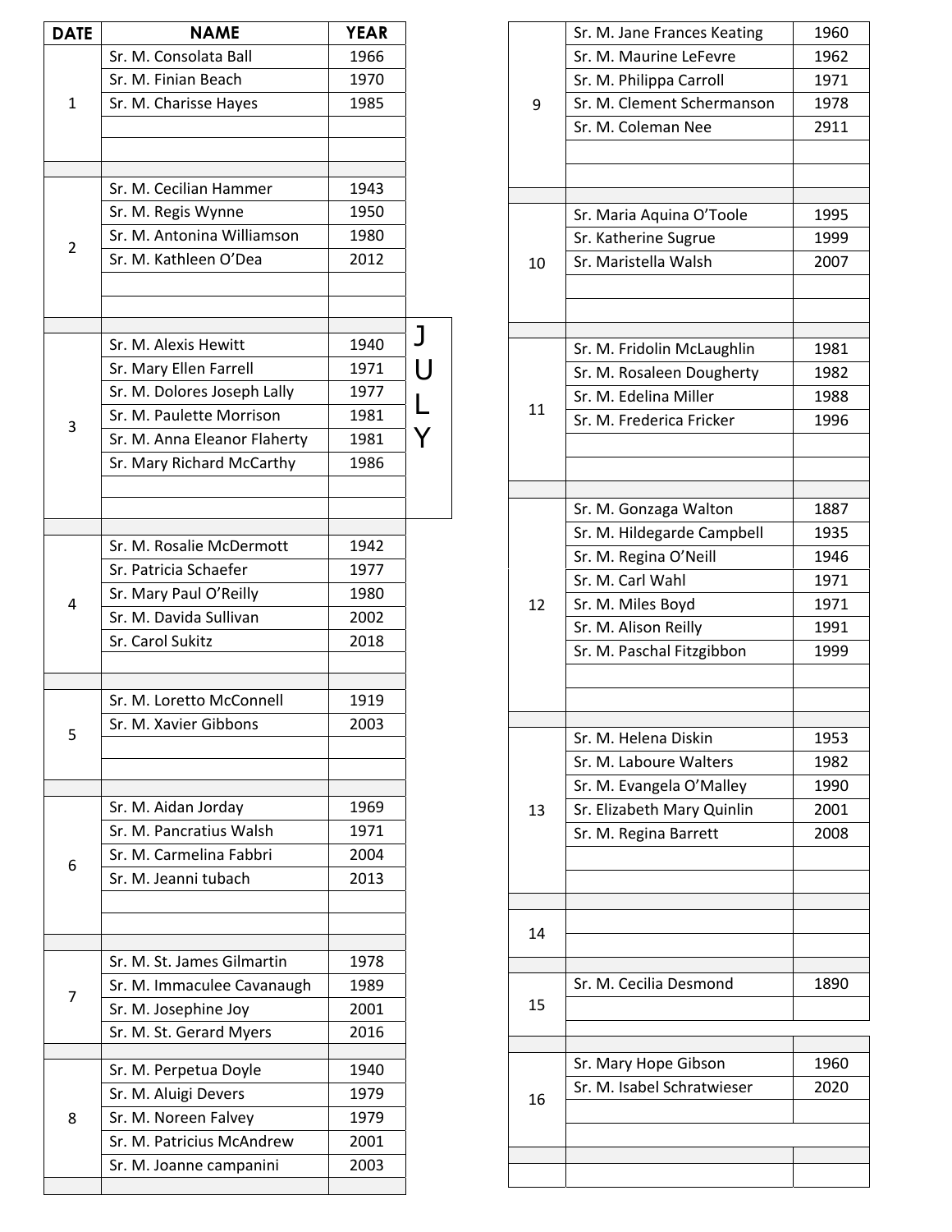# JULY

| DATE | NAME | YEAR |
|---|---|---|
| 1 | Sr. M. Consolata Ball | 1966 |
| | Sr. M. Finian Beach | 1970 |
| | Sr. M. Charisse Hayes | 1985 |
| 2 | Sr. M. Cecilian Hammer | 1943 |
| | Sr. M. Regis Wynne | 1950 |
| | Sr. M. Antonina Williamson | 1980 |
| | Sr. M. Kathleen O'Dea | 2012 |
| 3 | Sr. M. Alexis Hewitt | 1940 |
| | Sr. Mary Ellen Farrell | 1971 |
| | Sr. M. Dolores Joseph Lally | 1977 |
| | Sr. M. Paulette Morrison | 1981 |
| | Sr. M. Anna Eleanor Flaherty | 1981 |
| | Sr. Mary Richard McCarthy | 1986 |
| 4 | Sr. M. Rosalie McDermott | 1942 |
| | Sr. Patricia Schaefer | 1977 |
| | Sr. Mary Paul O'Reilly | 1980 |
| | Sr. M. Davida Sullivan | 2002 |
| | Sr. Carol Sukitz | 2018 |
| 5 | Sr. M. Loretto McConnell | 1919 |
| | Sr. M. Xavier Gibbons | 2003 |
| 6 | Sr. M. Aidan Jorday | 1969 |
| | Sr. M. Pancratius Walsh | 1971 |
| | Sr. M. Carmelina Fabbri | 2004 |
| | Sr. M. Jeanni tubach | 2013 |
| 7 | Sr. M. St. James Gilmartin | 1978 |
| | Sr. M. Immaculee Cavanaugh | 1989 |
| | Sr. M. Josephine Joy | 2001 |
| | Sr. M. St. Gerard Myers | 2016 |
| 8 | Sr. M. Perpetua Doyle | 1940 |
| | Sr. M. Aluigi Devers | 1979 |
| | Sr. M. Noreen Falvey | 1979 |
| | Sr. M. Patricius McAndrew | 2001 |
| | Sr. M. Joanne campanini | 2003 |
| 9 | Sr. M. Jane Frances Keating | 1960 |
| | Sr. M. Maurine LeFevre | 1962 |
| | Sr. M. Philippa Carroll | 1971 |
| | Sr. M. Clement Schermanson | 1978 |
| | Sr. M. Coleman Nee | 2911 |
| 10 | Sr. Maria Aquina O'Toole | 1995 |
| | Sr. Katherine Sugrue | 1999 |
| | Sr. Maristella Walsh | 2007 |
| 11 | Sr. M. Fridolin McLaughlin | 1981 |
| | Sr. M. Rosaleen Dougherty | 1982 |
| | Sr. M. Edelina Miller | 1988 |
| | Sr. M. Frederica Fricker | 1996 |
| 12 | Sr. M. Gonzaga Walton | 1887 |
| | Sr. M. Hildegarde Campbell | 1935 |
| | Sr. M. Regina O'Neill | 1946 |
| | Sr. M. Carl Wahl | 1971 |
| | Sr. M. Miles Boyd | 1971 |
| | Sr. M. Alison Reilly | 1991 |
| | Sr. M. Paschal Fitzgibbon | 1999 |
| 13 | Sr. M. Helena Diskin | 1953 |
| | Sr. M. Laboure Walters | 1982 |
| | Sr. M. Evangela O'Malley | 1990 |
| | Sr. Elizabeth Mary Quinlin | 2001 |
| | Sr. M. Regina Barrett | 2008 |
| 14 | | |
| 15 | Sr. M. Cecilia Desmond | 1890 |
| 16 | Sr. Mary Hope Gibson | 1960 |
| | Sr. M. Isabel Schratwieser | 2020 |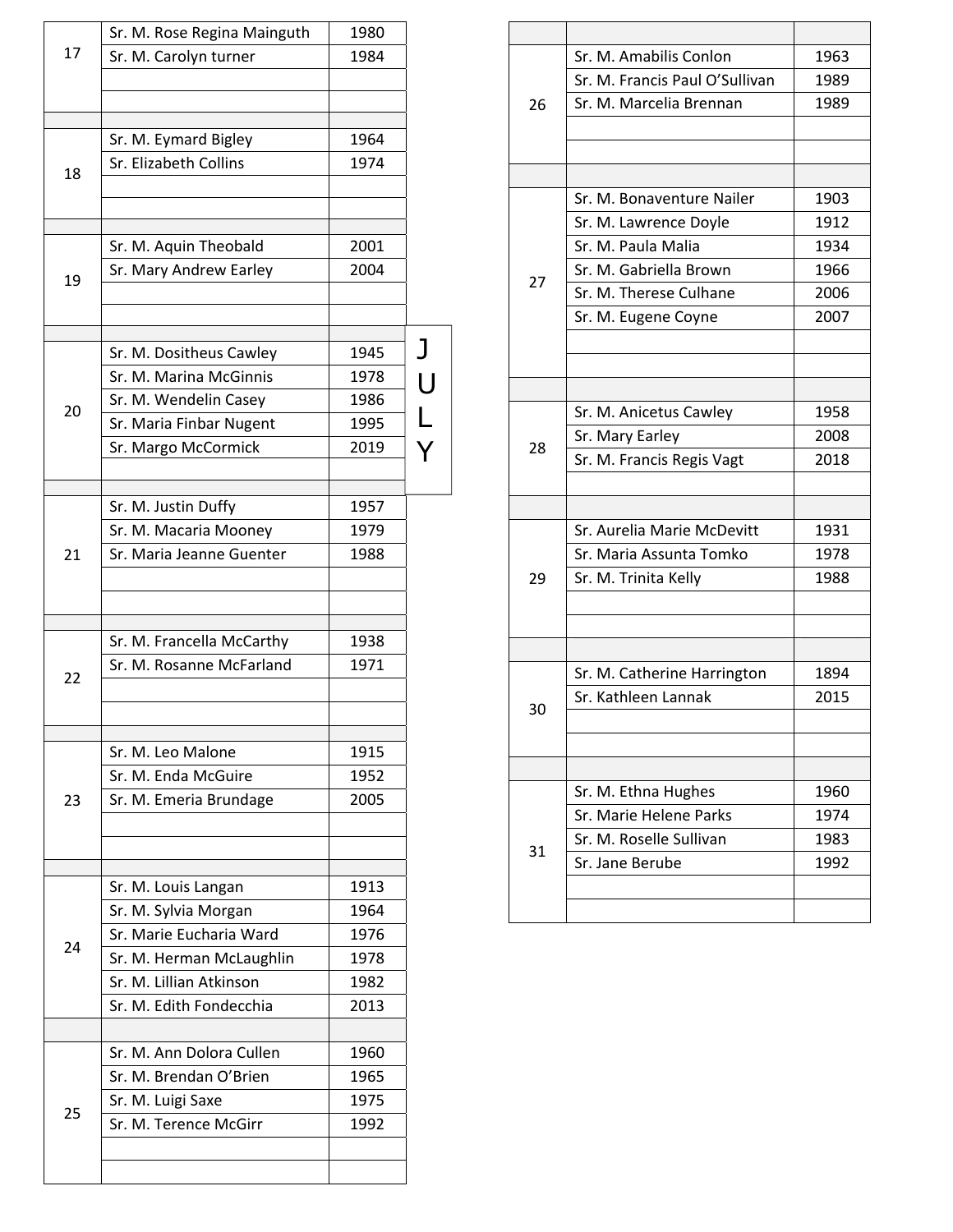# JULY

| Day | Name | Year |
|---|---|---|
| 17 | Sr. M. Rose Regina Mainguth | 1980 |
| | Sr. M. Carolyn turner | 1984 |
| 18 | Sr. M. Eymard Bigley | 1964 |
| | Sr. Elizabeth Collins | 1974 |
| 19 | Sr. M. Aquin Theobald | 2001 |
| | Sr. Mary Andrew Earley | 2004 |
| 20 | Sr. M. Dositheus Cawley | 1945 |
| | Sr. M. Marina McGinnis | 1978 |
| | Sr. M. Wendelin Casey | 1986 |
| | Sr. Maria Finbar Nugent | 1995 |
| | Sr. Margo McCormick | 2019 |
| 21 | Sr. M. Justin Duffy | 1957 |
| | Sr. M. Macaria Mooney | 1979 |
| | Sr. Maria Jeanne Guenter | 1988 |
| 22 | Sr. M. Francella McCarthy | 1938 |
| | Sr. M. Rosanne McFarland | 1971 |
| 23 | Sr. M. Leo Malone | 1915 |
| | Sr. M. Enda McGuire | 1952 |
| | Sr. M. Emeria Brundage | 2005 |
| 24 | Sr. M. Louis Langan | 1913 |
| | Sr. M. Sylvia Morgan | 1964 |
| | Sr. Marie Eucharia Ward | 1976 |
| | Sr. M. Herman McLaughlin | 1978 |
| | Sr. M. Lillian Atkinson | 1982 |
| | Sr. M. Edith Fondecchia | 2013 |
| 25 | Sr. M. Ann Dolora Cullen | 1960 |
| | Sr. M. Brendan O’Brien | 1965 |
| | Sr. M. Luigi Saxe | 1975 |
| | Sr. M. Terence McGirr | 1992 |
| 26 | Sr. M. Amabilis Conlon | 1963 |
| | Sr. M. Francis Paul O’Sullivan | 1989 |
| | Sr. M. Marcelia Brennan | 1989 |
| 27 | Sr. M. Bonaventure Nailer | 1903 |
| | Sr. M. Lawrence Doyle | 1912 |
| | Sr. M. Paula Malia | 1934 |
| | Sr. M. Gabriella Brown | 1966 |
| | Sr. M. Therese Culhane | 2006 |
| | Sr. M. Eugene Coyne | 2007 |
| 28 | Sr. M. Anicetus Cawley | 1958 |
| | Sr. Mary Earley | 2008 |
| | Sr. M. Francis Regis Vagt | 2018 |
| 29 | Sr. Aurelia Marie McDevitt | 1931 |
| | Sr. Maria Assunta Tomko | 1978 |
| | Sr. M. Trinita Kelly | 1988 |
| 30 | Sr. M. Catherine Harrington | 1894 |
| | Sr. Kathleen Lannak | 2015 |
| 31 | Sr. M. Ethna Hughes | 1960 |
| | Sr. Marie Helene Parks | 1974 |
| | Sr. M. Roselle Sullivan | 1983 |
| | Sr. Jane Berube | 1992 |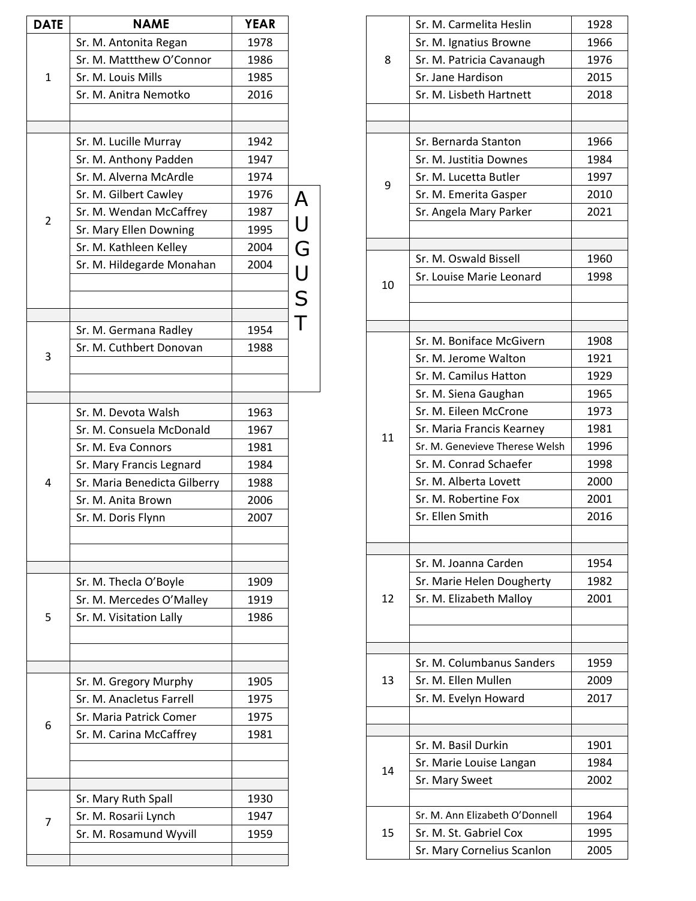# AUGUST

| DATE | NAME | YEAR |
|---|---|---|
| 1 | Sr. M. Antonita Regan | 1978 |
| | Sr. M. Mattthew O'Connor | 1986 |
| | Sr. M. Louis Mills | 1985 |
| | Sr. M. Anitra Nemotko | 2016 |
| 2 | Sr. M. Lucille Murray | 1942 |
| | Sr. M. Anthony Padden | 1947 |
| | Sr. M. Alverna McArdle | 1974 |
| | Sr. M. Gilbert Cawley | 1976 |
| | Sr. M. Wendan McCaffrey | 1987 |
| | Sr. Mary Ellen Downing | 1995 |
| | Sr. M. Kathleen Kelley | 2004 |
| | Sr. M. Hildegarde Monahan | 2004 |
| 3 | Sr. M. Germana Radley | 1954 |
| | Sr. M. Cuthbert Donovan | 1988 |
| 4 | Sr. M. Devota Walsh | 1963 |
| | Sr. M. Consuela McDonald | 1967 |
| | Sr. M. Eva Connors | 1981 |
| | Sr. Mary Francis Legnard | 1984 |
| | Sr. Maria Benedicta Gilberry | 1988 |
| | Sr. M. Anita Brown | 2006 |
| | Sr. M. Doris Flynn | 2007 |
| 5 | Sr. M. Thecla O'Boyle | 1909 |
| | Sr. M. Mercedes O'Malley | 1919 |
| | Sr. M. Visitation Lally | 1986 |
| 6 | Sr. M. Gregory Murphy | 1905 |
| | Sr. M. Anacletus Farrell | 1975 |
| | Sr. Maria Patrick Comer | 1975 |
| | Sr. M. Carina McCaffrey | 1981 |
| 7 | Sr. Mary Ruth Spall | 1930 |
| | Sr. M. Rosarii Lynch | 1947 |
| | Sr. M. Rosamund Wyvill | 1959 |
| 8 | Sr. M. Carmelita Heslin | 1928 |
| | Sr. M. Ignatius Browne | 1966 |
| | Sr. M. Patricia Cavanaugh | 1976 |
| | Sr. Jane Hardison | 2015 |
| | Sr. M. Lisbeth Hartnett | 2018 |
| 9 | Sr. Bernarda Stanton | 1966 |
| | Sr. M. Justitia Downes | 1984 |
| | Sr. M. Lucetta Butler | 1997 |
| | Sr. M. Emerita Gasper | 2010 |
| | Sr. Angela Mary Parker | 2021 |
| 10 | Sr. M. Oswald Bissell | 1960 |
| | Sr. Louise Marie Leonard | 1998 |
| 11 | Sr. M. Boniface McGivern | 1908 |
| | Sr. M. Jerome Walton | 1921 |
| | Sr. M. Camilus Hatton | 1929 |
| | Sr. M. Siena Gaughan | 1965 |
| | Sr. M. Eileen McCrone | 1973 |
| | Sr. Maria Francis Kearney | 1981 |
| | Sr. M. Genevieve Therese Welsh | 1996 |
| | Sr. M. Conrad Schaefer | 1998 |
| | Sr. M. Alberta Lovett | 2000 |
| | Sr. M. Robertine Fox | 2001 |
| | Sr. Ellen Smith | 2016 |
| 12 | Sr. M. Joanna Carden | 1954 |
| | Sr. Marie Helen Dougherty | 1982 |
| | Sr. M. Elizabeth Malloy | 2001 |
| 13 | Sr. M. Columbanus Sanders | 1959 |
| | Sr. M. Ellen Mullen | 2009 |
| | Sr. M. Evelyn Howard | 2017 |
| 14 | Sr. M. Basil Durkin | 1901 |
| | Sr. Marie Louise Langan | 1984 |
| | Sr. Mary Sweet | 2002 |
| 15 | Sr. M. Ann Elizabeth O'Donnell | 1964 |
| | Sr. M. St. Gabriel Cox | 1995 |
| | Sr. Mary Cornelius Scanlon | 2005 |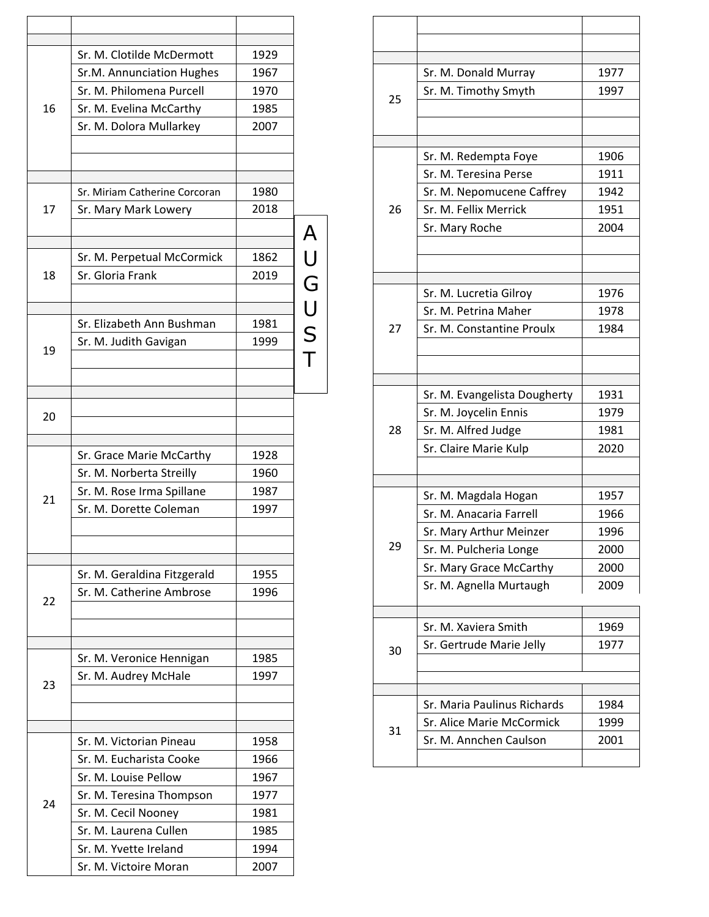# AUGUST

| Day | Name | Year |
|---|---|---|
| 16 | Sr. M. Clotilde McDermott | 1929 |
| | Sr.M. Annunciation Hughes | 1967 |
| | Sr. M. Philomena Purcell | 1970 |
| | Sr. M. Evelina McCarthy | 1985 |
| | Sr. M. Dolora Mullarkey | 2007 |
| 17 | Sr. Miriam Catherine Corcoran | 1980 |
| | Sr. Mary Mark Lowery | 2018 |
| 18 | Sr. M. Perpetual McCormick | 1862 |
| | Sr. Gloria Frank | 2019 |
| 19 | Sr. Elizabeth Ann Bushman | 1981 |
| | Sr. M. Judith Gavigan | 1999 |
| 20 | | |
| 21 | Sr. Grace Marie McCarthy | 1928 |
| | Sr. M. Norberta Streilly | 1960 |
| | Sr. M. Rose Irma Spillane | 1987 |
| | Sr. M. Dorette Coleman | 1997 |
| 22 | Sr. M. Geraldina Fitzgerald | 1955 |
| | Sr. M. Catherine Ambrose | 1996 |
| 23 | Sr. M. Veronice Hennigan | 1985 |
| | Sr. M. Audrey McHale | 1997 |
| 24 | Sr. M. Victorian Pineau | 1958 |
| | Sr. M. Eucharista Cooke | 1966 |
| | Sr. M. Louise Pellow | 1967 |
| | Sr. M. Teresina Thompson | 1977 |
| | Sr. M. Cecil Nooney | 1981 |
| | Sr. M. Laurena Cullen | 1985 |
| | Sr. M. Yvette Ireland | 1994 |
| | Sr. M. Victoire Moran | 2007 |
| 25 | Sr. M. Donald Murray | 1977 |
| | Sr. M. Timothy Smyth | 1997 |
| 26 | Sr. M. Redempta Foye | 1906 |
| | Sr. M. Teresina Perse | 1911 |
| | Sr. M. Nepomucene Caffrey | 1942 |
| | Sr. M. Fellix Merrick | 1951 |
| | Sr. Mary Roche | 2004 |
| 27 | Sr. M. Lucretia Gilroy | 1976 |
| | Sr. M. Petrina Maher | 1978 |
| | Sr. M. Constantine Proulx | 1984 |
| 28 | Sr. M. Evangelista Dougherty | 1931 |
| | Sr. M. Joycelin Ennis | 1979 |
| | Sr. M. Alfred Judge | 1981 |
| | Sr. Claire Marie Kulp | 2020 |
| 29 | Sr. M. Magdala Hogan | 1957 |
| | Sr. M. Anacaria Farrell | 1966 |
| | Sr. Mary Arthur Meinzer | 1996 |
| | Sr. M. Pulcheria Longe | 2000 |
| | Sr. Mary Grace McCarthy | 2000 |
| | Sr. M. Agnella Murtaugh | 2009 |
| 30 | Sr. M. Xaviera Smith | 1969 |
| | Sr. Gertrude Marie Jelly | 1977 |
| 31 | Sr. Maria Paulinus Richards | 1984 |
| | Sr. Alice Marie McCormick | 1999 |
| | Sr. M. Annchen Caulson | 2001 |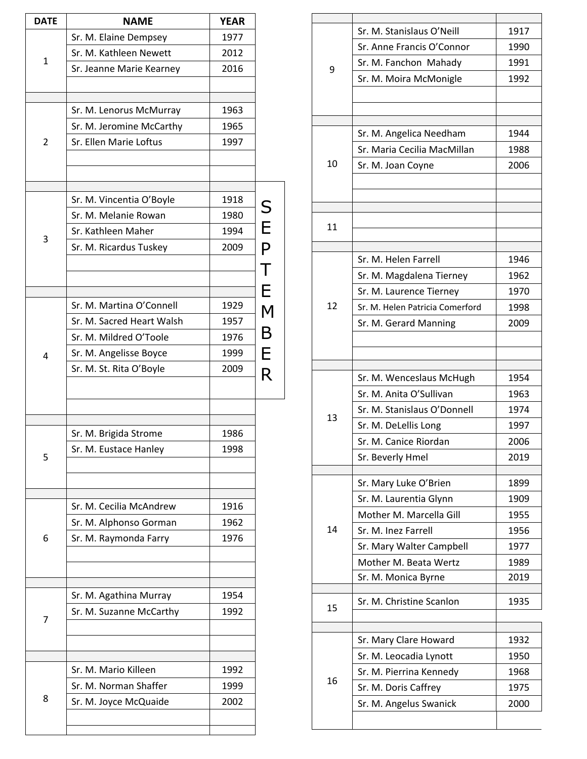# SEPTEMBER

| DATE | NAME | YEAR |
|---|---|---|
| 1 | Sr. M. Elaine Dempsey | 1977 |
| | Sr. M. Kathleen Newett | 2012 |
| | Sr. Jeanne Marie Kearney | 2016 |
| 2 | Sr. M. Lenorus McMurray | 1963 |
| | Sr. M. Jeromine McCarthy | 1965 |
| | Sr. Ellen Marie Loftus | 1997 |
| 3 | Sr. M. Vincentia O'Boyle | 1918 |
| | Sr. M. Melanie Rowan | 1980 |
| | Sr. Kathleen Maher | 1994 |
| | Sr. M. Ricardus Tuskey | 2009 |
| 4 | Sr. M. Martina O'Connell | 1929 |
| | Sr. M. Sacred Heart Walsh | 1957 |
| | Sr. M. Mildred O'Toole | 1976 |
| | Sr. M. Angelisse Boyce | 1999 |
| | Sr. M. St. Rita O'Boyle | 2009 |
| 5 | Sr. M. Brigida Strome | 1986 |
| | Sr. M. Eustace Hanley | 1998 |
| 6 | Sr. M. Cecilia McAndrew | 1916 |
| | Sr. M. Alphonso Gorman | 1962 |
| | Sr. M. Raymonda Farry | 1976 |
| 7 | Sr. M. Agathina Murray | 1954 |
| | Sr. M. Suzanne McCarthy | 1992 |
| 8 | Sr. M. Mario Killeen | 1992 |
| | Sr. M. Norman Shaffer | 1999 |
| | Sr. M. Joyce McQuaide | 2002 |
| 9 | Sr. M. Stanislaus O'Neill | 1917 |
| | Sr. Anne Francis O'Connor | 1990 |
| | Sr. M. Fanchon Mahady | 1991 |
| | Sr. M. Moira McMonigle | 1992 |
| 10 | Sr. M. Angelica Needham | 1944 |
| | Sr. Maria Cecilia MacMillan | 1988 |
| | Sr. M. Joan Coyne | 2006 |
| 11 | | |
| 12 | Sr. M. Helen Farrell | 1946 |
| | Sr. M. Magdalena Tierney | 1962 |
| | Sr. M. Laurence Tierney | 1970 |
| | Sr. M. Helen Patricia Comerford | 1998 |
| | Sr. M. Gerard Manning | 2009 |
| 13 | Sr. M. Wenceslaus McHugh | 1954 |
| | Sr. M. Anita O'Sullivan | 1963 |
| | Sr. M. Stanislaus O'Donnell | 1974 |
| | Sr. M. DeLellis Long | 1997 |
| | Sr. M. Canice Riordan | 2006 |
| | Sr. Beverly Hmel | 2019 |
| 14 | Sr. Mary Luke O'Brien | 1899 |
| | Sr. M. Laurentia Glynn | 1909 |
| | Mother M. Marcella Gill | 1955 |
| | Sr. M. Inez Farrell | 1956 |
| | Sr. Mary Walter Campbell | 1977 |
| | Mother M. Beata Wertz | 1989 |
| | Sr. M. Monica Byrne | 2019 |
| 15 | Sr. M. Christine Scanlon | 1935 |
| 16 | Sr. Mary Clare Howard | 1932 |
| | Sr. M. Leocadia Lynott | 1950 |
| | Sr. M. Pierrina Kennedy | 1968 |
| | Sr. M. Doris Caffrey | 1975 |
| | Sr. M. Angelus Swanick | 2000 |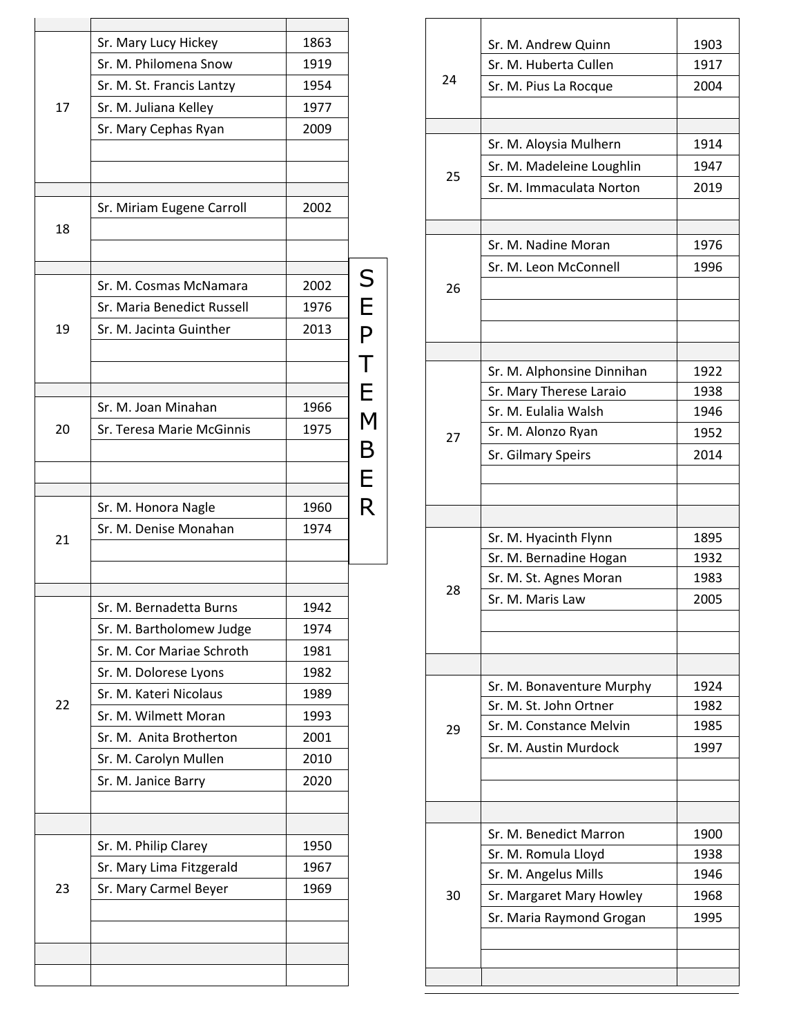# SEPTEMBER

| Day | Name | Year |
|---|---|---|
| 17 | Sr. Mary Lucy Hickey | 1863 |
| | Sr. M. Philomena Snow | 1919 |
| | Sr. M. St. Francis Lantzy | 1954 |
| | Sr. M. Juliana Kelley | 1977 |
| | Sr. Mary Cephas Ryan | 2009 |
| 18 | Sr. Miriam Eugene Carroll | 2002 |
| 19 | Sr. M. Cosmas McNamara | 2002 |
| | Sr. Maria Benedict Russell | 1976 |
| | Sr. M. Jacinta Guinther | 2013 |
| 20 | Sr. M. Joan Minahan | 1966 |
| | Sr. Teresa Marie McGinnis | 1975 |
| 21 | Sr. M. Honora Nagle | 1960 |
| | Sr. M. Denise Monahan | 1974 |
| 22 | Sr. M. Bernadetta Burns | 1942 |
| | Sr. M. Bartholomew Judge | 1974 |
| | Sr. M. Cor Mariae Schroth | 1981 |
| | Sr. M. Dolorese Lyons | 1982 |
| | Sr. M. Kateri Nicolaus | 1989 |
| | Sr. M. Wilmett Moran | 1993 |
| | Sr. M. Anita Brotherton | 2001 |
| | Sr. M. Carolyn Mullen | 2010 |
| | Sr. M. Janice Barry | 2020 |
| 23 | Sr. M. Philip Clarey | 1950 |
| | Sr. Mary Lima Fitzgerald | 1967 |
| | Sr. Mary Carmel Beyer | 1969 |
| 24 | Sr. M. Andrew Quinn | 1903 |
| | Sr. M. Huberta Cullen | 1917 |
| | Sr. M. Pius La Rocque | 2004 |
| 25 | Sr. M. Aloysia Mulhern | 1914 |
| | Sr. M. Madeleine Loughlin | 1947 |
| | Sr. M. Immaculata Norton | 2019 |
| 26 | Sr. M. Nadine Moran | 1976 |
| | Sr. M. Leon McConnell | 1996 |
| 27 | Sr. M. Alphonsine Dinnihan | 1922 |
| | Sr. Mary Therese Laraio | 1938 |
| | Sr. M. Eulalia Walsh | 1946 |
| | Sr. M. Alonzo Ryan | 1952 |
| | Sr. Gilmary Speirs | 2014 |
| 28 | Sr. M. Hyacinth Flynn | 1895 |
| | Sr. M. Bernadine Hogan | 1932 |
| | Sr. M. St. Agnes Moran | 1983 |
| | Sr. M. Maris Law | 2005 |
| 29 | Sr. M. Bonaventure Murphy | 1924 |
| | Sr. M. St. John Ortner | 1982 |
| | Sr. M. Constance Melvin | 1985 |
| | Sr. M. Austin Murdock | 1997 |
| 30 | Sr. M. Benedict Marron | 1900 |
| | Sr. M. Romula Lloyd | 1938 |
| | Sr. M. Angelus Mills | 1946 |
| | Sr. Margaret Mary Howley | 1968 |
| | Sr. Maria Raymond Grogan | 1995 |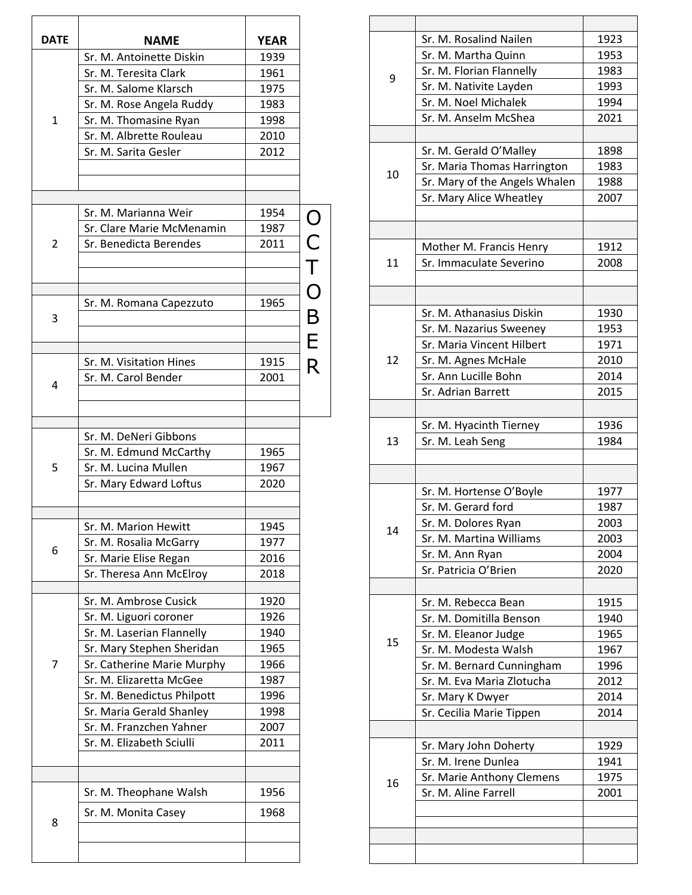# OCTOBER

| DATE | NAME | YEAR |
|---|---|---|
| 1 | Sr. M. Antoinette Diskin | 1939 |
| | Sr. M. Teresita Clark | 1961 |
| | Sr. M. Salome Klarsch | 1975 |
| | Sr. M. Rose Angela Ruddy | 1983 |
| | Sr. M. Thomasine Ryan | 1998 |
| | Sr. M. Albrette Rouleau | 2010 |
| | Sr. M. Sarita Gesler | 2012 |
| 2 | Sr. M. Marianna Weir | 1954 |
| | Sr. Clare Marie McMenamin | 1987 |
| | Sr. Benedicta Berendes | 2011 |
| 3 | Sr. M. Romana Capezzuto | 1965 |
| 4 | Sr. M. Visitation Hines | 1915 |
| | Sr. M. Carol Bender | 2001 |
| 5 | Sr. M. DeNeri Gibbons | |
| | Sr. M. Edmund McCarthy | 1965 |
| | Sr. M. Lucina Mullen | 1967 |
| | Sr. Mary Edward Loftus | 2020 |
| 6 | Sr. M. Marion Hewitt | 1945 |
| | Sr. M. Rosalia McGarry | 1977 |
| | Sr. Marie Elise Regan | 2016 |
| | Sr. Theresa Ann McElroy | 2018 |
| 7 | Sr. M. Ambrose Cusick | 1920 |
| | Sr. M. Liguori coroner | 1926 |
| | Sr. M. Laserian Flannelly | 1940 |
| | Sr. Mary Stephen Sheridan | 1965 |
| | Sr. Catherine Marie Murphy | 1966 |
| | Sr. M. Elizaretta McGee | 1987 |
| | Sr. M. Benedictus Philpott | 1996 |
| | Sr. Maria Gerald Shanley | 1998 |
| | Sr. M. Franzchen Yahner | 2007 |
| | Sr. M. Elizabeth Sciulli | 2011 |
| 8 | Sr. M. Theophane Walsh | 1956 |
| | Sr. M. Monita Casey | 1968 |
| 9 | Sr. M. Rosalind Nailen | 1923 |
| | Sr. M. Martha Quinn | 1953 |
| | Sr. M. Florian Flannelly | 1983 |
| | Sr. M. Nativite Layden | 1993 |
| | Sr. M. Noel Michalek | 1994 |
| | Sr. M. Anselm McShea | 2021 |
| 10 | Sr. M. Gerald O'Malley | 1898 |
| | Sr. Maria Thomas Harrington | 1983 |
| | Sr. Mary of the Angels Whalen | 1988 |
| | Sr. Mary Alice Wheatley | 2007 |
| 11 | Mother M. Francis Henry | 1912 |
| | Sr. Immaculate Severino | 2008 |
| 12 | Sr. M. Athanasius Diskin | 1930 |
| | Sr. M. Nazarius Sweeney | 1953 |
| | Sr. Maria Vincent Hilbert | 1971 |
| | Sr. M. Agnes McHale | 2010 |
| | Sr. Ann Lucille Bohn | 2014 |
| | Sr. Adrian Barrett | 2015 |
| 13 | Sr. M. Hyacinth Tierney | 1936 |
| | Sr. M. Leah Seng | 1984 |
| 14 | Sr. M. Hortense O'Boyle | 1977 |
| | Sr. M. Gerard ford | 1987 |
| | Sr. M. Dolores Ryan | 2003 |
| | Sr. M. Martina Williams | 2003 |
| | Sr. M. Ann Ryan | 2004 |
| | Sr. Patricia O'Brien | 2020 |
| 15 | Sr. M. Rebecca Bean | 1915 |
| | Sr. M. Domitilla Benson | 1940 |
| | Sr. M. Eleanor Judge | 1965 |
| | Sr. M. Modesta Walsh | 1967 |
| | Sr. M. Bernard Cunningham | 1996 |
| | Sr. M. Eva Maria Zlotucha | 2012 |
| | Sr. Mary K Dwyer | 2014 |
| | Sr. Cecilia Marie Tippen | 2014 |
| 16 | Sr. Mary John Doherty | 1929 |
| | Sr. M. Irene Dunlea | 1941 |
| | Sr. Marie Anthony Clemens | 1975 |
| | Sr. M. Aline Farrell | 2001 |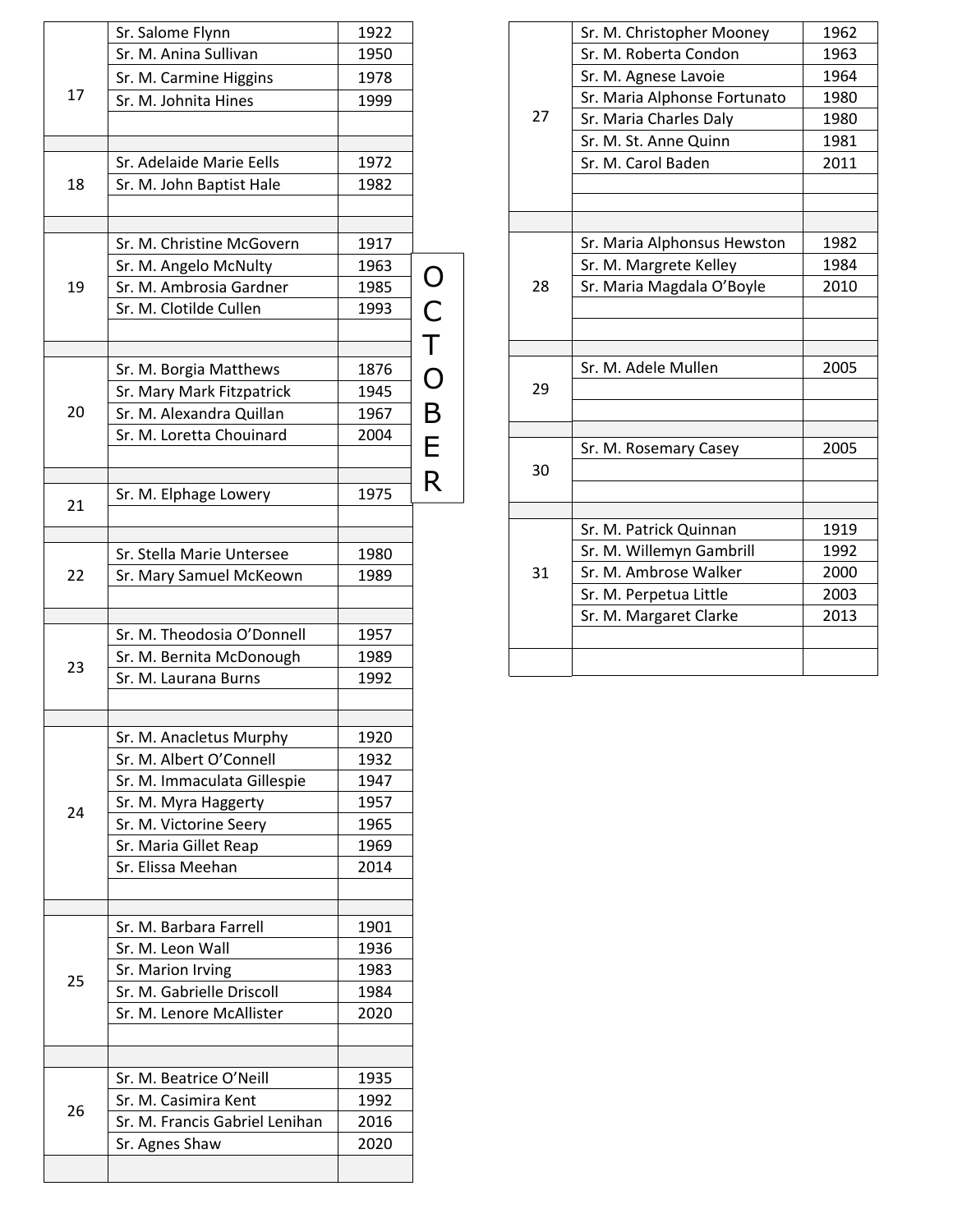# OCTOBER

| Day | Name | Year |
|---|---|---|
| 17 | Sr. Salome Flynn | 1922 |
| | Sr. M. Anina Sullivan | 1950 |
| | Sr. M. Carmine Higgins | 1978 |
| | Sr. M. Johnita Hines | 1999 |
| 18 | Sr. Adelaide Marie Eells | 1972 |
| | Sr. M. John Baptist Hale | 1982 |
| 19 | Sr. M. Christine McGovern | 1917 |
| | Sr. M. Angelo McNulty | 1963 |
| | Sr. M. Ambrosia Gardner | 1985 |
| | Sr. M. Clotilde Cullen | 1993 |
| 20 | Sr. M. Borgia Matthews | 1876 |
| | Sr. Mary Mark Fitzpatrick | 1945 |
| | Sr. M. Alexandra Quillan | 1967 |
| | Sr. M. Loretta Chouinard | 2004 |
| 21 | Sr. M. Elphage Lowery | 1975 |
| 22 | Sr. Stella Marie Untersee | 1980 |
| | Sr. Mary Samuel McKeown | 1989 |
| 23 | Sr. M. Theodosia O'Donnell | 1957 |
| | Sr. M. Bernita McDonough | 1989 |
| | Sr. M. Laurana Burns | 1992 |
| 24 | Sr. M. Anacletus Murphy | 1920 |
| | Sr. M. Albert O'Connell | 1932 |
| | Sr. M. Immaculata Gillespie | 1947 |
| | Sr. M. Myra Haggerty | 1957 |
| | Sr. M. Victorine Seery | 1965 |
| | Sr. Maria Gillet Reap | 1969 |
| | Sr. Elissa Meehan | 2014 |
| 25 | Sr. M. Barbara Farrell | 1901 |
| | Sr. M. Leon Wall | 1936 |
| | Sr. Marion Irving | 1983 |
| | Sr. M. Gabrielle Driscoll | 1984 |
| | Sr. M. Lenore McAllister | 2020 |
| 26 | Sr. M. Beatrice O'Neill | 1935 |
| | Sr. M. Casimira Kent | 1992 |
| | Sr. M. Francis Gabriel Lenihan | 2016 |
| | Sr. Agnes Shaw | 2020 |
| 27 | Sr. M. Christopher Mooney | 1962 |
| | Sr. M. Roberta Condon | 1963 |
| | Sr. M. Agnese Lavoie | 1964 |
| | Sr. Maria Alphonse Fortunato | 1980 |
| | Sr. Maria Charles Daly | 1980 |
| | Sr. M. St. Anne Quinn | 1981 |
| | Sr. M. Carol Baden | 2011 |
| 28 | Sr. Maria Alphonsus Hewston | 1982 |
| | Sr. M. Margrete Kelley | 1984 |
| | Sr. Maria Magdala O'Boyle | 2010 |
| 29 | Sr. M. Adele Mullen | 2005 |
| 30 | Sr. M. Rosemary Casey | 2005 |
| 31 | Sr. M. Patrick Quinnan | 1919 |
| | Sr. M. Willemyn Gambrill | 1992 |
| | Sr. M. Ambrose Walker | 2000 |
| | Sr. M. Perpetua Little | 2003 |
| | Sr. M. Margaret Clarke | 2013 |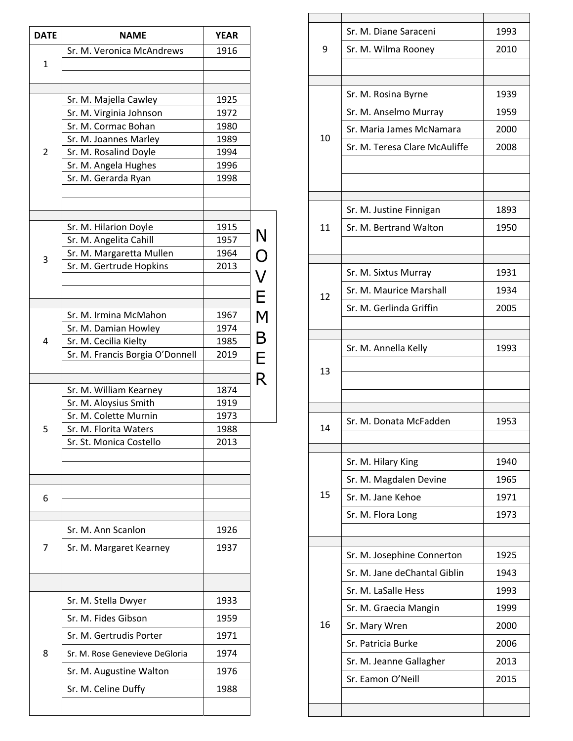# NOVEMBER

| DATE | NAME | YEAR |
|---|---|---|
| 1 | Sr. M. Veronica McAndrews | 1916 |
| 2 | Sr. M. Majella Cawley | 1925 |
| | Sr. M. Virginia Johnson | 1972 |
| | Sr. M. Cormac Bohan | 1980 |
| | Sr. M. Joannes Marley | 1989 |
| | Sr. M. Rosalind Doyle | 1994 |
| | Sr. M. Angela Hughes | 1996 |
| | Sr. M. Gerarda Ryan | 1998 |
| 3 | Sr. M. Hilarion Doyle | 1915 |
| | Sr. M. Angelita Cahill | 1957 |
| | Sr. M. Margaretta Mullen | 1964 |
| | Sr. M. Gertrude Hopkins | 2013 |
| 4 | Sr. M. Irmina McMahon | 1967 |
| | Sr. M. Damian Howley | 1974 |
| | Sr. M. Cecilia Kielty | 1985 |
| | Sr. M. Francis Borgia O'Donnell | 2019 |
| 5 | Sr. M. William Kearney | 1874 |
| | Sr. M. Aloysius Smith | 1919 |
| | Sr. M. Colette Murnin | 1973 |
| | Sr. M. Florita Waters | 1988 |
| | Sr. St. Monica Costello | 2013 |
| 6 | | |
| 7 | Sr. M. Ann Scanlon | 1926 |
| | Sr. M. Margaret Kearney | 1937 |
| 8 | Sr. M. Stella Dwyer | 1933 |
| | Sr. M. Fides Gibson | 1959 |
| | Sr. M. Gertrudis Porter | 1971 |
| | Sr. M. Rose Genevieve DeGloria | 1974 |
| | Sr. M. Augustine Walton | 1976 |
| | Sr. M. Celine Duffy | 1988 |
| 9 | Sr. M. Diane Saraceni | 1993 |
| | Sr. M. Wilma Rooney | 2010 |
| 10 | Sr. M. Rosina Byrne | 1939 |
| | Sr. M. Anselmo Murray | 1959 |
| | Sr. Maria James McNamara | 2000 |
| | Sr. M. Teresa Clare McAuliffe | 2008 |
| 11 | Sr. M. Justine Finnigan | 1893 |
| | Sr. M. Bertrand Walton | 1950 |
| 12 | Sr. M. Sixtus Murray | 1931 |
| | Sr. M. Maurice Marshall | 1934 |
| | Sr. M. Gerlinda Griffin | 2005 |
| 13 | Sr. M. Annella Kelly | 1993 |
| 14 | Sr. M. Donata McFadden | 1953 |
| 15 | Sr. M. Hilary King | 1940 |
| | Sr. M. Magdalen Devine | 1965 |
| | Sr. M. Jane Kehoe | 1971 |
| | Sr. M. Flora Long | 1973 |
| 16 | Sr. M. Josephine Connerton | 1925 |
| | Sr. M. Jane deChantal Giblin | 1943 |
| | Sr. M. LaSalle Hess | 1993 |
| | Sr. M. Graecia Mangin | 1999 |
| | Sr. Mary Wren | 2000 |
| | Sr. Patricia Burke | 2006 |
| | Sr. M. Jeanne Gallagher | 2013 |
| | Sr. Eamon O'Neill | 2015 |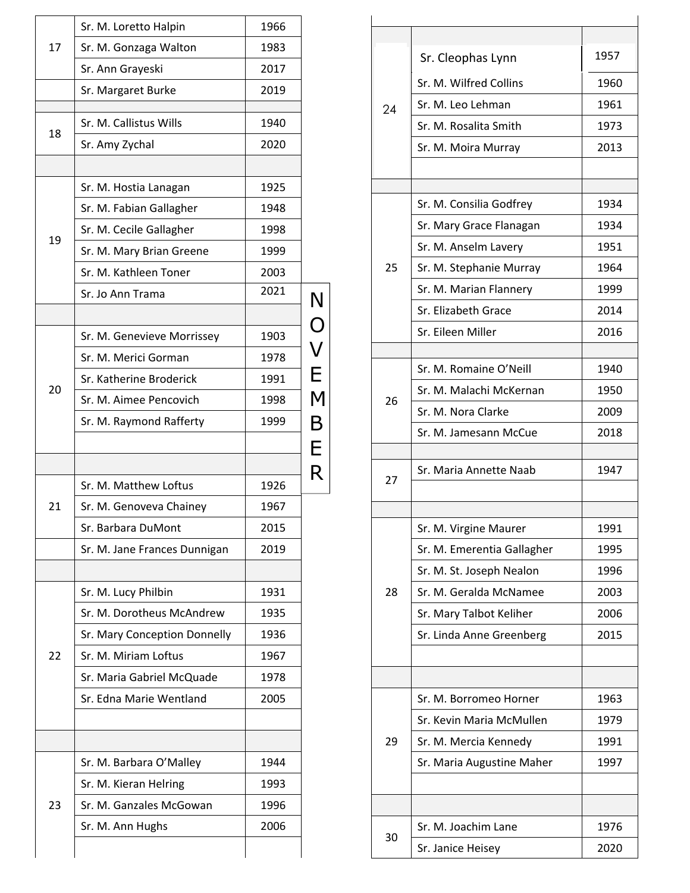# NOVEMBER

| Day | Name | Year |
|---|---|---|
| 17 | Sr. M. Loretto Halpin | 1966 |
| | Sr. M. Gonzaga Walton | 1983 |
| | Sr. Ann Grayeski | 2017 |
| | Sr. Margaret Burke | 2019 |
| 18 | Sr. M. Callistus Wills | 1940 |
| | Sr. Amy Zychal | 2020 |
| 19 | Sr. M. Hostia Lanagan | 1925 |
| | Sr. M. Fabian Gallagher | 1948 |
| | Sr. M. Cecile Gallagher | 1998 |
| | Sr. M. Mary Brian Greene | 1999 |
| | Sr. M. Kathleen Toner | 2003 |
| | Sr. Jo Ann Trama | 2021 |
| 20 | Sr. M. Genevieve Morrissey | 1903 |
| | Sr. M. Merici Gorman | 1978 |
| | Sr. Katherine Broderick | 1991 |
| | Sr. M. Aimee Pencovich | 1998 |
| | Sr. M. Raymond Rafferty | 1999 |
| 21 | Sr. M. Matthew Loftus | 1926 |
| | Sr. M. Genoveva Chainey | 1967 |
| | Sr. Barbara DuMont | 2015 |
| | Sr. M. Jane Frances Dunnigan | 2019 |
| 22 | Sr. M. Lucy Philbin | 1931 |
| | Sr. M. Dorotheus McAndrew | 1935 |
| | Sr. Mary Conception Donnelly | 1936 |
| | Sr. M. Miriam Loftus | 1967 |
| | Sr. Maria Gabriel McQuade | 1978 |
| | Sr. Edna Marie Wentland | 2005 |
| 23 | Sr. M. Barbara O'Malley | 1944 |
| | Sr. M. Kieran Helring | 1993 |
| | Sr. M. Ganzales McGowan | 1996 |
| | Sr. M. Ann Hughs | 2006 |
| 24 | Sr. Cleophas Lynn | 1957 |
| | Sr. M. Wilfred Collins | 1960 |
| | Sr. M. Leo Lehman | 1961 |
| | Sr. M. Rosalita Smith | 1973 |
| | Sr. M. Moira Murray | 2013 |
| 25 | Sr. M. Consilia Godfrey | 1934 |
| | Sr. Mary Grace Flanagan | 1934 |
| | Sr. M. Anselm Lavery | 1951 |
| | Sr. M. Stephanie Murray | 1964 |
| | Sr. M. Marian Flannery | 1999 |
| | Sr. Elizabeth Grace | 2014 |
| | Sr. Eileen Miller | 2016 |
| 26 | Sr. M. Romaine O'Neill | 1940 |
| | Sr. M. Malachi McKernan | 1950 |
| | Sr. M. Nora Clarke | 2009 |
| | Sr. M. Jamesann McCue | 2018 |
| 27 | Sr. Maria Annette Naab | 1947 |
| 28 | Sr. M. Virgine Maurer | 1991 |
| | Sr. M. Emerentia Gallagher | 1995 |
| | Sr. M. St. Joseph Nealon | 1996 |
| | Sr. M. Geralda McNamee | 2003 |
| | Sr. Mary Talbot Keliher | 2006 |
| | Sr. Linda Anne Greenberg | 2015 |
| 29 | Sr. M. Borromeo Horner | 1963 |
| | Sr. Kevin Maria McMullen | 1979 |
| | Sr. M. Mercia Kennedy | 1991 |
| | Sr. Maria Augustine Maher | 1997 |
| 30 | Sr. M. Joachim Lane | 1976 |
| | Sr. Janice Heisey | 2020 |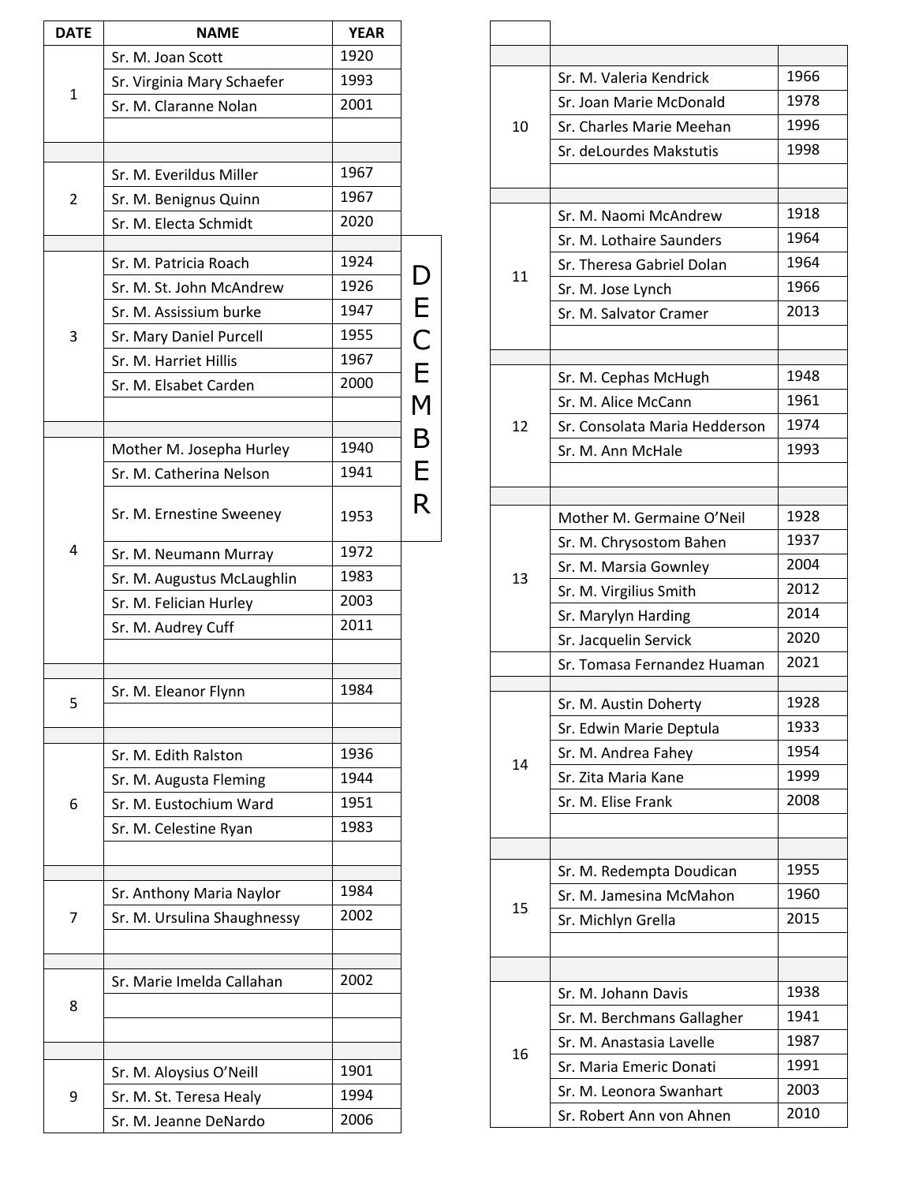# DECEMBER

| DATE | NAME | YEAR |
|---|---|---|
| 1 | Sr. M. Joan Scott | 1920 |
| | Sr. Virginia Mary Schaefer | 1993 |
| | Sr. M. Claranne Nolan | 2001 |
| 2 | Sr. M. Everildus Miller | 1967 |
| | Sr. M. Benignus Quinn | 1967 |
| | Sr. M. Electa Schmidt | 2020 |
| 3 | Sr. M. Patricia Roach | 1924 |
| | Sr. M. St. John McAndrew | 1926 |
| | Sr. M. Assissium burke | 1947 |
| | Sr. Mary Daniel Purcell | 1955 |
| | Sr. M. Harriet Hillis | 1967 |
| | Sr. M. Elsabet Carden | 2000 |
| 4 | Mother M. Josepha Hurley | 1940 |
| | Sr. M. Catherina Nelson | 1941 |
| | Sr. M. Ernestine Sweeney | 1953 |
| | Sr. M. Neumann Murray | 1972 |
| | Sr. M. Augustus McLaughlin | 1983 |
| | Sr. M. Felician Hurley | 2003 |
| | Sr. M. Audrey Cuff | 2011 |
| 5 | Sr. M. Eleanor Flynn | 1984 |
| 6 | Sr. M. Edith Ralston | 1936 |
| | Sr. M. Augusta Fleming | 1944 |
| | Sr. M. Eustochium Ward | 1951 |
| | Sr. M. Celestine Ryan | 1983 |
| 7 | Sr. Anthony Maria Naylor | 1984 |
| | Sr. M. Ursulina Shaughnessy | 2002 |
| 8 | Sr. Marie Imelda Callahan | 2002 |
| 9 | Sr. M. Aloysius O'Neill | 1901 |
| | Sr. M. St. Teresa Healy | 1994 |
| | Sr. M. Jeanne DeNardo | 2006 |
| 10 | Sr. M. Valeria Kendrick | 1966 |
| | Sr. Joan Marie McDonald | 1978 |
| | Sr. Charles Marie Meehan | 1996 |
| | Sr. deLourdes Makstutis | 1998 |
| 11 | Sr. M. Naomi McAndrew | 1918 |
| | Sr. M. Lothaire Saunders | 1964 |
| | Sr. Theresa Gabriel Dolan | 1964 |
| | Sr. M. Jose Lynch | 1966 |
| | Sr. M. Salvator Cramer | 2013 |
| 12 | Sr. M. Cephas McHugh | 1948 |
| | Sr. M. Alice McCann | 1961 |
| | Sr. Consolata Maria Hedderson | 1974 |
| | Sr. M. Ann McHale | 1993 |
| 13 | Mother M. Germaine O'Neil | 1928 |
| | Sr. M. Chrysostom Bahen | 1937 |
| | Sr. M. Marsia Gownley | 2004 |
| | Sr. M. Virgilius Smith | 2012 |
| | Sr. Marylyn Harding | 2014 |
| | Sr. Jacquelin Servick | 2020 |
| | Sr. Tomasa Fernandez Huaman | 2021 |
| 14 | Sr. M. Austin Doherty | 1928 |
| | Sr. Edwin Marie Deptula | 1933 |
| | Sr. M. Andrea Fahey | 1954 |
| | Sr. Zita Maria Kane | 1999 |
| | Sr. M. Elise Frank | 2008 |
| 15 | Sr. M. Redempta Doudican | 1955 |
| | Sr. M. Jamesina McMahon | 1960 |
| | Sr. Michlyn Grella | 2015 |
| 16 | Sr. M. Johann Davis | 1938 |
| | Sr. M. Berchmans Gallagher | 1941 |
| | Sr. M. Anastasia Lavelle | 1987 |
| | Sr. Maria Emeric Donati | 1991 |
| | Sr. M. Leonora Swanhart | 2003 |
| | Sr. Robert Ann von Ahnen | 2010 |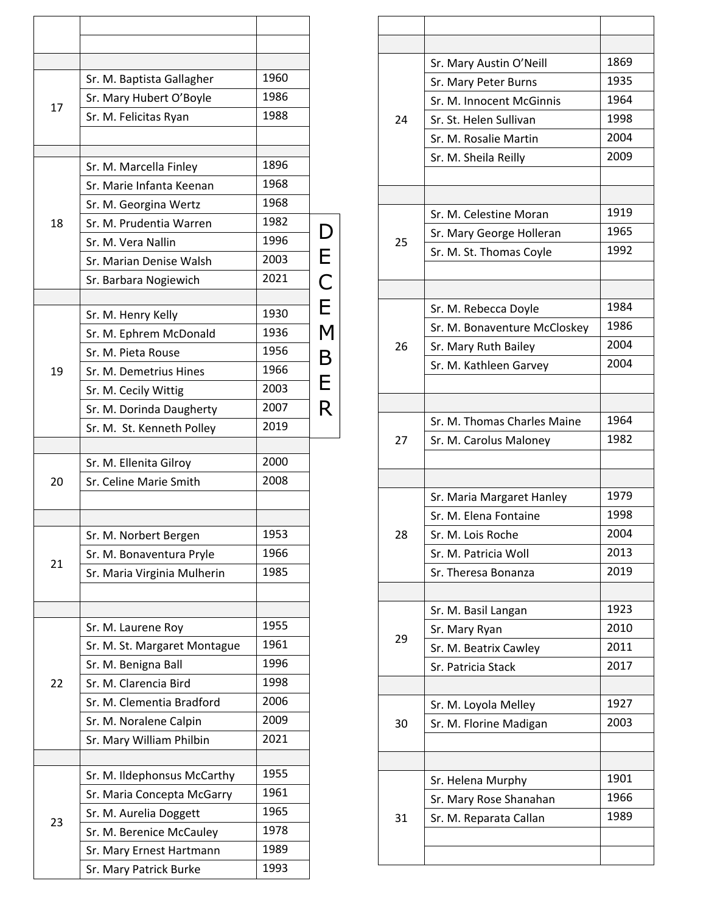# DECEMBER

| | | |
|---|---|---|
| 17 | Sr. M. Baptista Gallagher | 1960 |
| | Sr. Mary Hubert O'Boyle | 1986 |
| | Sr. M. Felicitas Ryan | 1988 |
| 18 | Sr. M. Marcella Finley | 1896 |
| | Sr. Marie Infanta Keenan | 1968 |
| | Sr. M. Georgina Wertz | 1968 |
| | Sr. M. Prudentia Warren | 1982 |
| | Sr. M. Vera Nallin | 1996 |
| | Sr. Marian Denise Walsh | 2003 |
| | Sr. Barbara Nogiewich | 2021 |
| 19 | Sr. M. Henry Kelly | 1930 |
| | Sr. M. Ephrem McDonald | 1936 |
| | Sr. M. Pieta Rouse | 1956 |
| | Sr. M. Demetrius Hines | 1966 |
| | Sr. M. Cecily Wittig | 2003 |
| | Sr. M. Dorinda Daugherty | 2007 |
| | Sr. M. St. Kenneth Polley | 2019 |
| 20 | Sr. M. Ellenita Gilroy | 2000 |
| | Sr. Celine Marie Smith | 2008 |
| 21 | Sr. M. Norbert Bergen | 1953 |
| | Sr. M. Bonaventura Pryle | 1966 |
| | Sr. Maria Virginia Mulherin | 1985 |
| 22 | Sr. M. Laurene Roy | 1955 |
| | Sr. M. St. Margaret Montague | 1961 |
| | Sr. M. Benigna Ball | 1996 |
| | Sr. M. Clarencia Bird | 1998 |
| | Sr. M. Clementia Bradford | 2006 |
| | Sr. M. Noralene Calpin | 2009 |
| | Sr. Mary William Philbin | 2021 |
| 23 | Sr. M. Ildephonsus McCarthy | 1955 |
| | Sr. Maria Concepta McGarry | 1961 |
| | Sr. M. Aurelia Doggett | 1965 |
| | Sr. M. Berenice McCauley | 1978 |
| | Sr. Mary Ernest Hartmann | 1989 |
| | Sr. Mary Patrick Burke | 1993 |
| 24 | Sr. Mary Austin O'Neill | 1869 |
| | Sr. Mary Peter Burns | 1935 |
| | Sr. M. Innocent McGinnis | 1964 |
| | Sr. St. Helen Sullivan | 1998 |
| | Sr. M. Rosalie Martin | 2004 |
| | Sr. M. Sheila Reilly | 2009 |
| 25 | Sr. M. Celestine Moran | 1919 |
| | Sr. Mary George Holleran | 1965 |
| | Sr. M. St. Thomas Coyle | 1992 |
| 26 | Sr. M. Rebecca Doyle | 1984 |
| | Sr. M. Bonaventure McCloskey | 1986 |
| | Sr. Mary Ruth Bailey | 2004 |
| | Sr. M. Kathleen Garvey | 2004 |
| 27 | Sr. M. Thomas Charles Maine | 1964 |
| | Sr. M. Carolus Maloney | 1982 |
| 28 | Sr. Maria Margaret Hanley | 1979 |
| | Sr. M. Elena Fontaine | 1998 |
| | Sr. M. Lois Roche | 2004 |
| | Sr. M. Patricia Woll | 2013 |
| | Sr. Theresa Bonanza | 2019 |
| 29 | Sr. M. Basil Langan | 1923 |
| | Sr. Mary Ryan | 2010 |
| | Sr. M. Beatrix Cawley | 2011 |
| | Sr. Patricia Stack | 2017 |
| 30 | Sr. M. Loyola Melley | 1927 |
| | Sr. M. Florine Madigan | 2003 |
| 31 | Sr. Helena Murphy | 1901 |
| | Sr. Mary Rose Shanahan | 1966 |
| | Sr. M. Reparata Callan | 1989 |